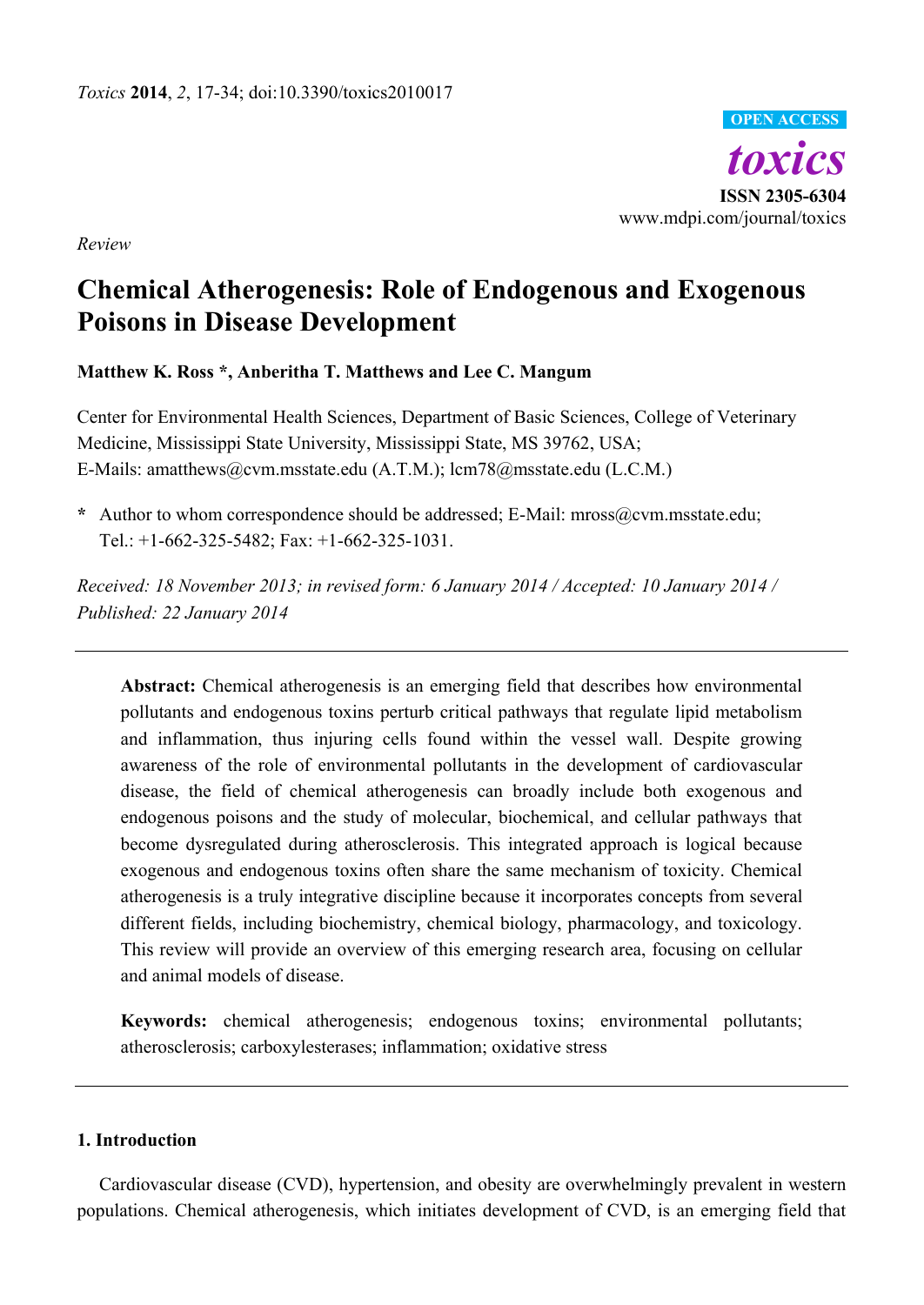*Toxics* **2014**, *2*, 17-34; doi:10.3390/toxics2010017

OPEN ACCESS

***toxics***

**ISSN 2305-6304**

www.mdpi.com/journal/toxics

*Review*

# Chemical Atherogenesis: Role of Endogenous and Exogenous Poisons in Disease Development

**Matthew K. Ross \*, Anberitha T. Matthews and Lee C. Mangum**

Center for Environmental Health Sciences, Department of Basic Sciences, College of Veterinary Medicine, Mississippi State University, Mississippi State, MS 39762, USA; E-Mails: amatthews@cvm.msstate.edu (A.T.M.); lcm78@msstate.edu (L.C.M.)

**\*** Author to whom correspondence should be addressed; E-Mail: mross@cvm.msstate.edu; Tel.: +1-662-325-5482; Fax: +1-662-325-1031.

*Received: 18 November 2013; in revised form: 6 January 2014 / Accepted: 10 January 2014 / Published: 22 January 2014*

---

**Abstract:** Chemical atherogenesis is an emerging field that describes how environmental pollutants and endogenous toxins perturb critical pathways that regulate lipid metabolism and inflammation, thus injuring cells found within the vessel wall. Despite growing awareness of the role of environmental pollutants in the development of cardiovascular disease, the field of chemical atherogenesis can broadly include both exogenous and endogenous poisons and the study of molecular, biochemical, and cellular pathways that become dysregulated during atherosclerosis. This integrated approach is logical because exogenous and endogenous toxins often share the same mechanism of toxicity. Chemical atherogenesis is a truly integrative discipline because it incorporates concepts from several different fields, including biochemistry, chemical biology, pharmacology, and toxicology. This review will provide an overview of this emerging research area, focusing on cellular and animal models of disease.

**Keywords:** chemical atherogenesis; endogenous toxins; environmental pollutants; atherosclerosis; carboxylesterases; inflammation; oxidative stress

---

## 1. Introduction

Cardiovascular disease (CVD), hypertension, and obesity are overwhelmingly prevalent in western populations. Chemical atherogenesis, which initiates development of CVD, is an emerging field that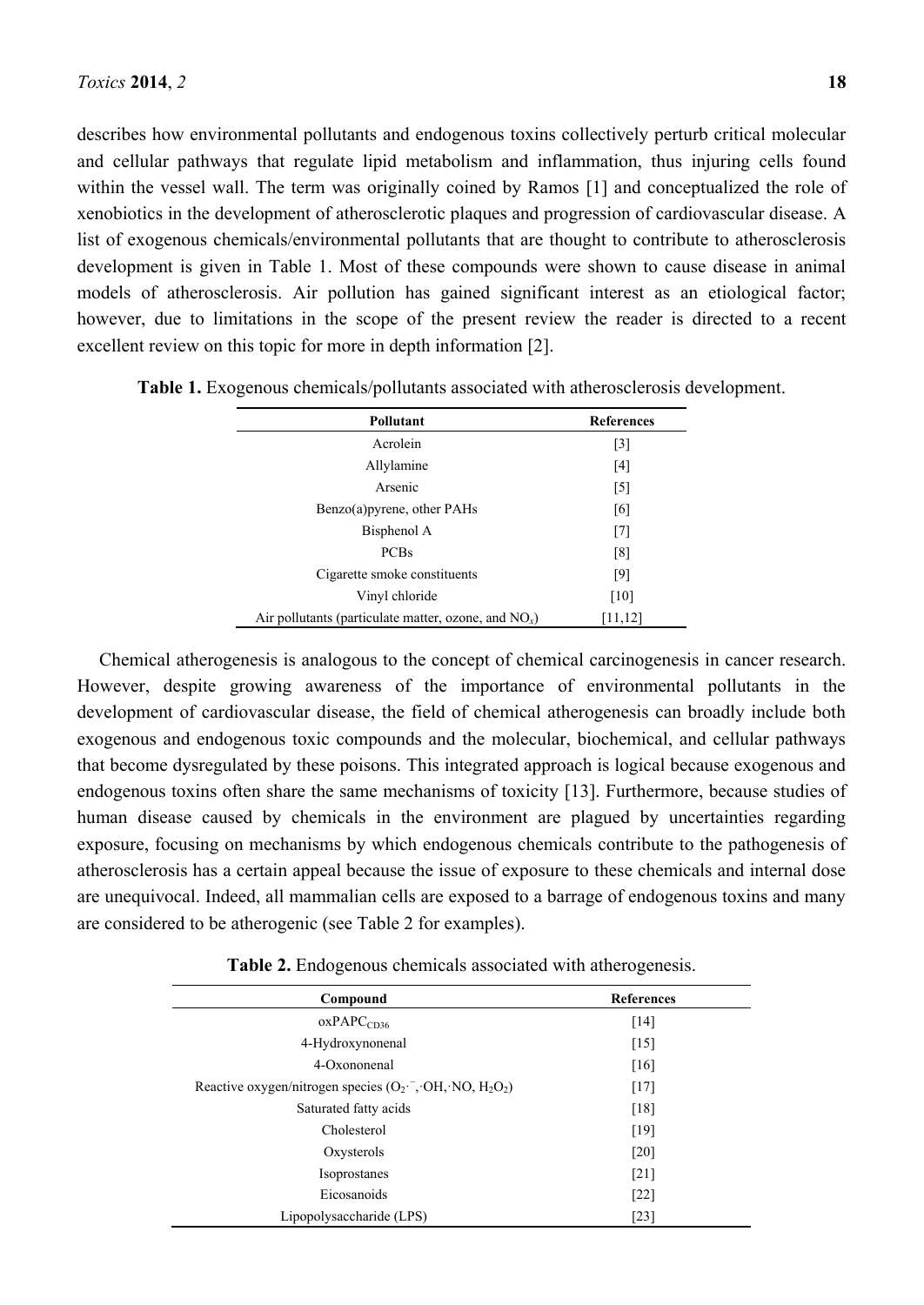describes how environmental pollutants and endogenous toxins collectively perturb critical molecular and cellular pathways that regulate lipid metabolism and inflammation, thus injuring cells found within the vessel wall. The term was originally coined by Ramos [1] and conceptualized the role of xenobiotics in the development of atherosclerotic plaques and progression of cardiovascular disease. A list of exogenous chemicals/environmental pollutants that are thought to contribute to atherosclerosis development is given in Table 1. Most of these compounds were shown to cause disease in animal models of atherosclerosis. Air pollution has gained significant interest as an etiological factor; however, due to limitations in the scope of the present review the reader is directed to a recent excellent review on this topic for more in depth information [2].

**Table 1.** Exogenous chemicals/pollutants associated with atherosclerosis development.

| Pollutant | References |
| --- | --- |
| Acrolein | [3] |
| Allylamine | [4] |
| Arsenic | [5] |
| Benzo(a)pyrene, other PAHs | [6] |
| Bisphenol A | [7] |
| PCBs | [8] |
| Cigarette smoke constituents | [9] |
| Vinyl chloride | [10] |
| Air pollutants (particulate matter, ozone, and $NO_x$) | [11,12] |

Chemical atherogenesis is analogous to the concept of chemical carcinogenesis in cancer research. However, despite growing awareness of the importance of environmental pollutants in the development of cardiovascular disease, the field of chemical atherogenesis can broadly include both exogenous and endogenous toxic compounds and the molecular, biochemical, and cellular pathways that become dysregulated by these poisons. This integrated approach is logical because exogenous and endogenous toxins often share the same mechanisms of toxicity [13]. Furthermore, because studies of human disease caused by chemicals in the environment are plagued by uncertainties regarding exposure, focusing on mechanisms by which endogenous chemicals contribute to the pathogenesis of atherosclerosis has a certain appeal because the issue of exposure to these chemicals and internal dose are unequivocal. Indeed, all mammalian cells are exposed to a barrage of endogenous toxins and many are considered to be atherogenic (see Table 2 for examples).

**Table 2.** Endogenous chemicals associated with atherogenesis.

| Compound | References |
| --- | --- |
| $oxPAPC_{CD36}$ | [14] |
| 4-Hydroxynonenal | [15] |
| 4-Oxononenal | [16] |
| Reactive oxygen/nitrogen species ($O_2{\cdot}^-$, $\cdot OH$, $\cdot NO$, $H_2O_2$) | [17] |
| Saturated fatty acids | [18] |
| Cholesterol | [19] |
| Oxysterols | [20] |
| Isoprostanes | [21] |
| Eicosanoids | [22] |
| Lipopolysaccharide (LPS) | [23] |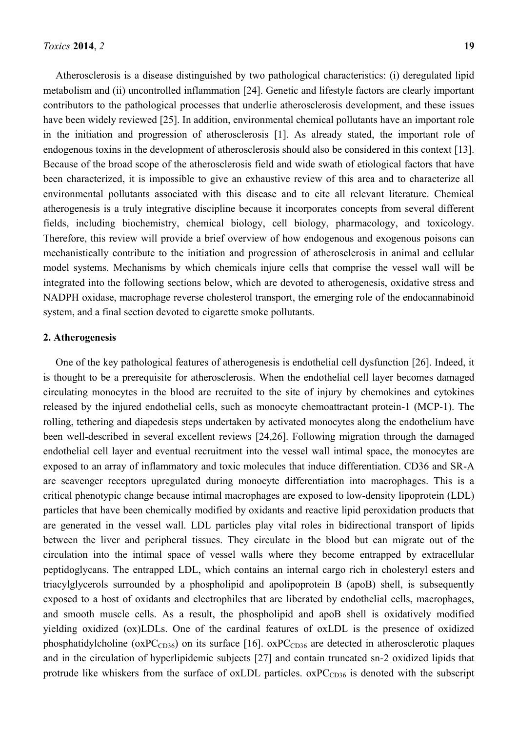Atherosclerosis is a disease distinguished by two pathological characteristics: (i) deregulated lipid metabolism and (ii) uncontrolled inflammation [24]. Genetic and lifestyle factors are clearly important contributors to the pathological processes that underlie atherosclerosis development, and these issues have been widely reviewed [25]. In addition, environmental chemical pollutants have an important role in the initiation and progression of atherosclerosis [1]. As already stated, the important role of endogenous toxins in the development of atherosclerosis should also be considered in this context [13]. Because of the broad scope of the atherosclerosis field and wide swath of etiological factors that have been characterized, it is impossible to give an exhaustive review of this area and to characterize all environmental pollutants associated with this disease and to cite all relevant literature. Chemical atherogenesis is a truly integrative discipline because it incorporates concepts from several different fields, including biochemistry, chemical biology, cell biology, pharmacology, and toxicology. Therefore, this review will provide a brief overview of how endogenous and exogenous poisons can mechanistically contribute to the initiation and progression of atherosclerosis in animal and cellular model systems. Mechanisms by which chemicals injure cells that comprise the vessel wall will be integrated into the following sections below, which are devoted to atherogenesis, oxidative stress and NADPH oxidase, macrophage reverse cholesterol transport, the emerging role of the endocannabinoid system, and a final section devoted to cigarette smoke pollutants.

## 2. Atherogenesis

One of the key pathological features of atherogenesis is endothelial cell dysfunction [26]. Indeed, it is thought to be a prerequisite for atherosclerosis. When the endothelial cell layer becomes damaged circulating monocytes in the blood are recruited to the site of injury by chemokines and cytokines released by the injured endothelial cells, such as monocyte chemoattractant protein-1 (MCP-1). The rolling, tethering and diapedesis steps undertaken by activated monocytes along the endothelium have been well-described in several excellent reviews [24,26]. Following migration through the damaged endothelial cell layer and eventual recruitment into the vessel wall intimal space, the monocytes are exposed to an array of inflammatory and toxic molecules that induce differentiation. CD36 and SR-A are scavenger receptors upregulated during monocyte differentiation into macrophages. This is a critical phenotypic change because intimal macrophages are exposed to low-density lipoprotein (LDL) particles that have been chemically modified by oxidants and reactive lipid peroxidation products that are generated in the vessel wall. LDL particles play vital roles in bidirectional transport of lipids between the liver and peripheral tissues. They circulate in the blood but can migrate out of the circulation into the intimal space of vessel walls where they become entrapped by extracellular peptidoglycans. The entrapped LDL, which contains an internal cargo rich in cholesteryl esters and triacylglycerols surrounded by a phospholipid and apolipoprotein B (apoB) shell, is subsequently exposed to a host of oxidants and electrophiles that are liberated by endothelial cells, macrophages, and smooth muscle cells. As a result, the phospholipid and apoB shell is oxidatively modified yielding oxidized (ox)LDLs. One of the cardinal features of oxLDL is the presence of oxidized phosphatidylcholine ($oxPC_{CD36}$) on its surface [16]. $oxPC_{CD36}$ are detected in atherosclerotic plaques and in the circulation of hyperlipidemic subjects [27] and contain truncated sn-2 oxidized lipids that protrude like whiskers from the surface of oxLDL particles. $oxPC_{CD36}$ is denoted with the subscript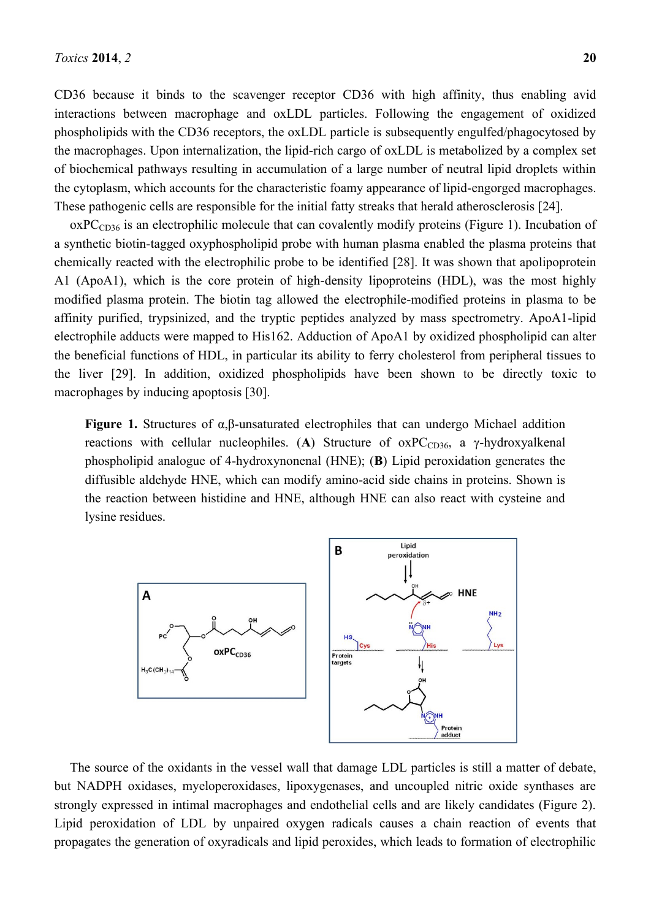CD36 because it binds to the scavenger receptor CD36 with high affinity, thus enabling avid interactions between macrophage and oxLDL particles. Following the engagement of oxidized phospholipids with the CD36 receptors, the oxLDL particle is subsequently engulfed/phagocytosed by the macrophages. Upon internalization, the lipid-rich cargo of oxLDL is metabolized by a complex set of biochemical pathways resulting in accumulation of a large number of neutral lipid droplets within the cytoplasm, which accounts for the characteristic foamy appearance of lipid-engorged macrophages. These pathogenic cells are responsible for the initial fatty streaks that herald atherosclerosis [24].

$oxPC_{CD36}$ is an electrophilic molecule that can covalently modify proteins (Figure 1). Incubation of a synthetic biotin-tagged oxyphospholipid probe with human plasma enabled the plasma proteins that chemically reacted with the electrophilic probe to be identified [28]. It was shown that apolipoprotein A1 (ApoA1), which is the core protein of high-density lipoproteins (HDL), was the most highly modified plasma protein. The biotin tag allowed the electrophile-modified proteins in plasma to be affinity purified, trypsinized, and the tryptic peptides analyzed by mass spectrometry. ApoA1-lipid electrophile adducts were mapped to His162. Adduction of ApoA1 by oxidized phospholipid can alter the beneficial functions of HDL, in particular its ability to ferry cholesterol from peripheral tissues to the liver [29]. In addition, oxidized phospholipids have been shown to be directly toxic to macrophages by inducing apoptosis [30].

**Figure 1.** Structures of α,β-unsaturated electrophiles that can undergo Michael addition reactions with cellular nucleophiles. (**A**) Structure of $oxPC_{CD36}$, a γ-hydroxyalkenal phospholipid analogue of 4-hydroxynonenal (HNE); (**B**) Lipid peroxidation generates the diffusible aldehyde HNE, which can modify amino-acid side chains in proteins. Shown is the reaction between histidine and HNE, although HNE can also react with cysteine and lysine residues.

The source of the oxidants in the vessel wall that damage LDL particles is still a matter of debate, but NADPH oxidases, myeloperoxidases, lipoxygenases, and uncoupled nitric oxide synthases are strongly expressed in intimal macrophages and endothelial cells and are likely candidates (Figure 2). Lipid peroxidation of LDL by unpaired oxygen radicals causes a chain reaction of events that propagates the generation of oxyradicals and lipid peroxides, which leads to formation of electrophilic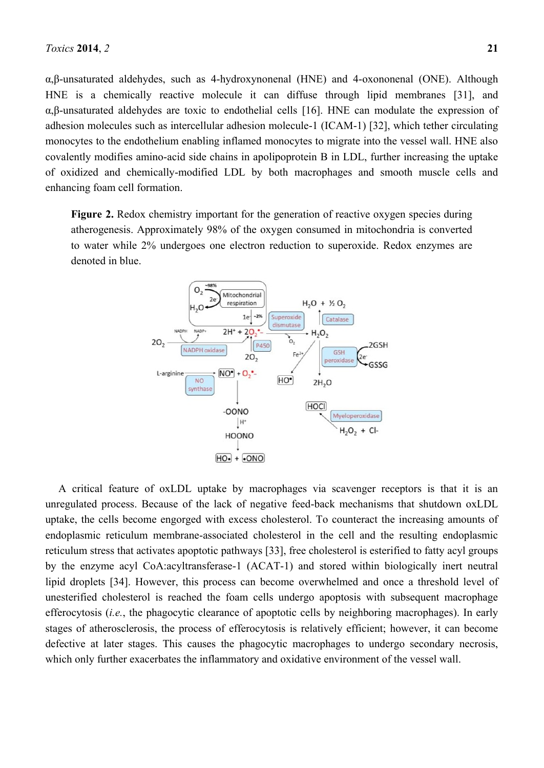α,β-unsaturated aldehydes, such as 4-hydroxynonenal (HNE) and 4-oxononenal (ONE). Although HNE is a chemically reactive molecule it can diffuse through lipid membranes [31], and α,β-unsaturated aldehydes are toxic to endothelial cells [16]. HNE can modulate the expression of adhesion molecules such as intercellular adhesion molecule-1 (ICAM-1) [32], which tether circulating monocytes to the endothelium enabling inflamed monocytes to migrate into the vessel wall. HNE also covalently modifies amino-acid side chains in apolipoprotein B in LDL, further increasing the uptake of oxidized and chemically-modified LDL by both macrophages and smooth muscle cells and enhancing foam cell formation.

**Figure 2.** Redox chemistry important for the generation of reactive oxygen species during atherogenesis. Approximately 98% of the oxygen consumed in mitochondria is converted to water while 2% undergoes one electron reduction to superoxide. Redox enzymes are denoted in blue.

A critical feature of oxLDL uptake by macrophages via scavenger receptors is that it is an unregulated process. Because of the lack of negative feed-back mechanisms that shutdown oxLDL uptake, the cells become engorged with excess cholesterol. To counteract the increasing amounts of endoplasmic reticulum membrane-associated cholesterol in the cell and the resulting endoplasmic reticulum stress that activates apoptotic pathways [33], free cholesterol is esterified to fatty acyl groups by the enzyme acyl CoA:acyltransferase-1 (ACAT-1) and stored within biologically inert neutral lipid droplets [34]. However, this process can become overwhelmed and once a threshold level of unesterified cholesterol is reached the foam cells undergo apoptosis with subsequent macrophage efferocytosis (*i.e.*, the phagocytic clearance of apoptotic cells by neighboring macrophages). In early stages of atherosclerosis, the process of efferocytosis is relatively efficient; however, it can become defective at later stages. This causes the phagocytic macrophages to undergo secondary necrosis, which only further exacerbates the inflammatory and oxidative environment of the vessel wall.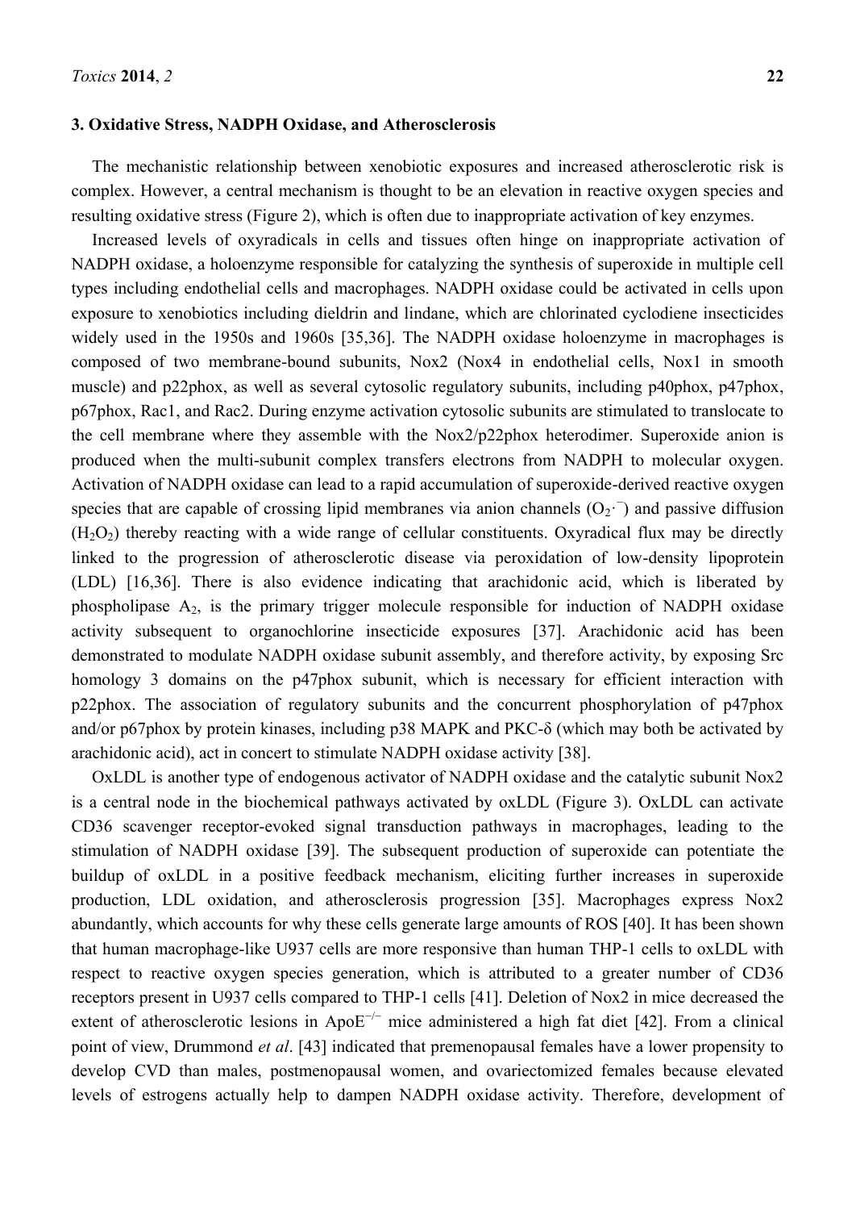### 3. Oxidative Stress, NADPH Oxidase, and Atherosclerosis

The mechanistic relationship between xenobiotic exposures and increased atherosclerotic risk is complex. However, a central mechanism is thought to be an elevation in reactive oxygen species and resulting oxidative stress (Figure 2), which is often due to inappropriate activation of key enzymes.

Increased levels of oxyradicals in cells and tissues often hinge on inappropriate activation of NADPH oxidase, a holoenzyme responsible for catalyzing the synthesis of superoxide in multiple cell types including endothelial cells and macrophages. NADPH oxidase could be activated in cells upon exposure to xenobiotics including dieldrin and lindane, which are chlorinated cyclodiene insecticides widely used in the 1950s and 1960s [35,36]. The NADPH oxidase holoenzyme in macrophages is composed of two membrane-bound subunits, Nox2 (Nox4 in endothelial cells, Nox1 in smooth muscle) and p22phox, as well as several cytosolic regulatory subunits, including p40phox, p47phox, p67phox, Rac1, and Rac2. During enzyme activation cytosolic subunits are stimulated to translocate to the cell membrane where they assemble with the Nox2/p22phox heterodimer. Superoxide anion is produced when the multi-subunit complex transfers electrons from NADPH to molecular oxygen. Activation of NADPH oxidase can lead to a rapid accumulation of superoxide-derived reactive oxygen species that are capable of crossing lipid membranes via anion channels ($O_2^{\cdot-}$) and passive diffusion ($H_2O_2$) thereby reacting with a wide range of cellular constituents. Oxyradical flux may be directly linked to the progression of atherosclerotic disease via peroxidation of low-density lipoprotein (LDL) [16,36]. There is also evidence indicating that arachidonic acid, which is liberated by phospholipase $A_2$, is the primary trigger molecule responsible for induction of NADPH oxidase activity subsequent to organochlorine insecticide exposures [37]. Arachidonic acid has been demonstrated to modulate NADPH oxidase subunit assembly, and therefore activity, by exposing Src homology 3 domains on the p47phox subunit, which is necessary for efficient interaction with p22phox. The association of regulatory subunits and the concurrent phosphorylation of p47phox and/or p67phox by protein kinases, including p38 MAPK and PKC-δ (which may both be activated by arachidonic acid), act in concert to stimulate NADPH oxidase activity [38].

OxLDL is another type of endogenous activator of NADPH oxidase and the catalytic subunit Nox2 is a central node in the biochemical pathways activated by oxLDL (Figure 3). OxLDL can activate CD36 scavenger receptor-evoked signal transduction pathways in macrophages, leading to the stimulation of NADPH oxidase [39]. The subsequent production of superoxide can potentiate the buildup of oxLDL in a positive feedback mechanism, eliciting further increases in superoxide production, LDL oxidation, and atherosclerosis progression [35]. Macrophages express Nox2 abundantly, which accounts for why these cells generate large amounts of ROS [40]. It has been shown that human macrophage-like U937 cells are more responsive than human THP-1 cells to oxLDL with respect to reactive oxygen species generation, which is attributed to a greater number of CD36 receptors present in U937 cells compared to THP-1 cells [41]. Deletion of Nox2 in mice decreased the extent of atherosclerotic lesions in $ApoE^{-/-}$ mice administered a high fat diet [42]. From a clinical point of view, Drummond *et al*. [43] indicated that premenopausal females have a lower propensity to develop CVD than males, postmenopausal women, and ovariectomized females because elevated levels of estrogens actually help to dampen NADPH oxidase activity. Therefore, development of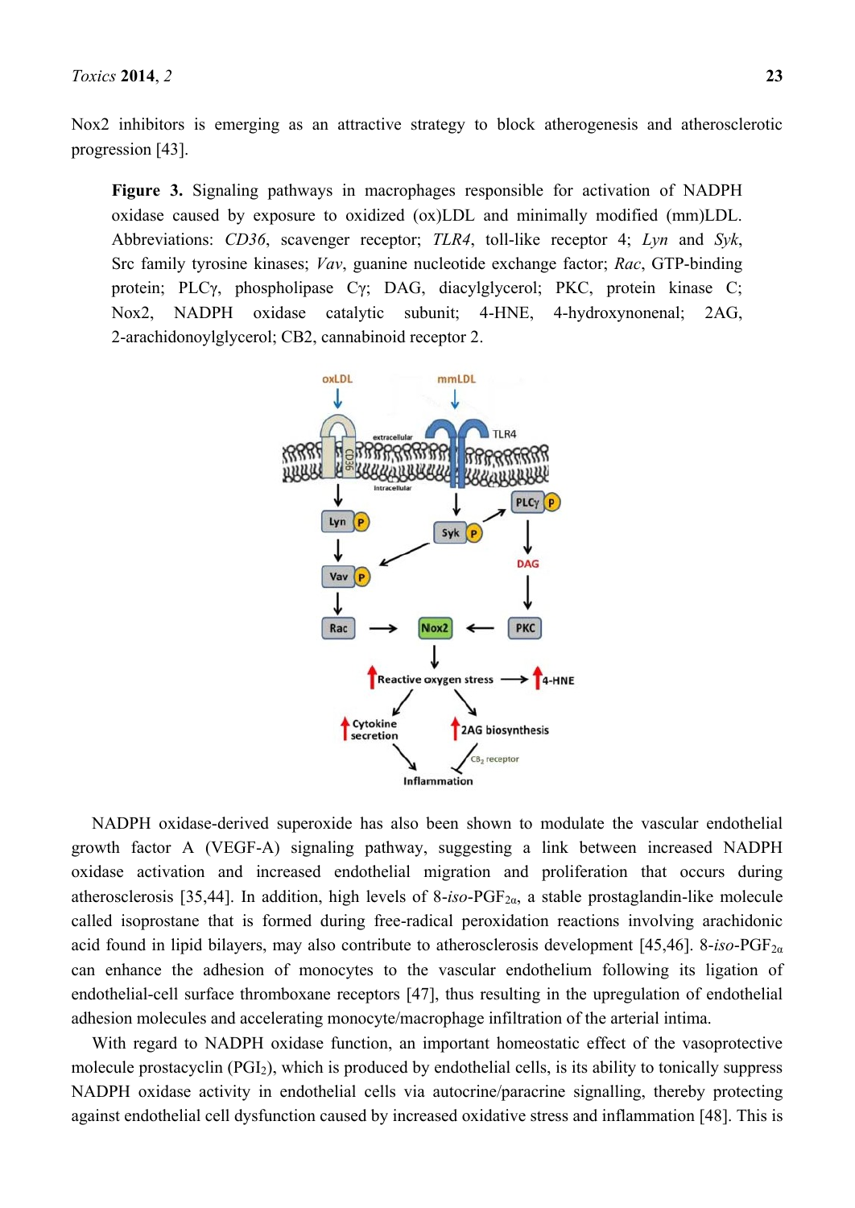Nox2 inhibitors is emerging as an attractive strategy to block atherogenesis and atherosclerotic progression [43].

**Figure 3.** Signaling pathways in macrophages responsible for activation of NADPH oxidase caused by exposure to oxidized (ox)LDL and minimally modified (mm)LDL. Abbreviations: *CD36*, scavenger receptor; *TLR4*, toll-like receptor 4; *Lyn* and *Syk*, Src family tyrosine kinases; *Vav*, guanine nucleotide exchange factor; *Rac*, GTP-binding protein; PLCγ, phospholipase Cγ; DAG, diacylglycerol; PKC, protein kinase C; Nox2, NADPH oxidase catalytic subunit; 4-HNE, 4-hydroxynonenal; 2AG, 2-arachidonoylglycerol; CB2, cannabinoid receptor 2.

NADPH oxidase-derived superoxide has also been shown to modulate the vascular endothelial growth factor A (VEGF-A) signaling pathway, suggesting a link between increased NADPH oxidase activation and increased endothelial migration and proliferation that occurs during atherosclerosis [35,44]. In addition, high levels of 8-*iso*-$PGF_{2\alpha}$, a stable prostaglandin-like molecule called isoprostane that is formed during free-radical peroxidation reactions involving arachidonic acid found in lipid bilayers, may also contribute to atherosclerosis development [45,46]. 8-*iso*-$PGF_{2\alpha}$ can enhance the adhesion of monocytes to the vascular endothelium following its ligation of endothelial-cell surface thromboxane receptors [47], thus resulting in the upregulation of endothelial adhesion molecules and accelerating monocyte/macrophage infiltration of the arterial intima.

With regard to NADPH oxidase function, an important homeostatic effect of the vasoprotective molecule prostacyclin ($PGI_2$), which is produced by endothelial cells, is its ability to tonically suppress NADPH oxidase activity in endothelial cells via autocrine/paracrine signalling, thereby protecting against endothelial cell dysfunction caused by increased oxidative stress and inflammation [48]. This is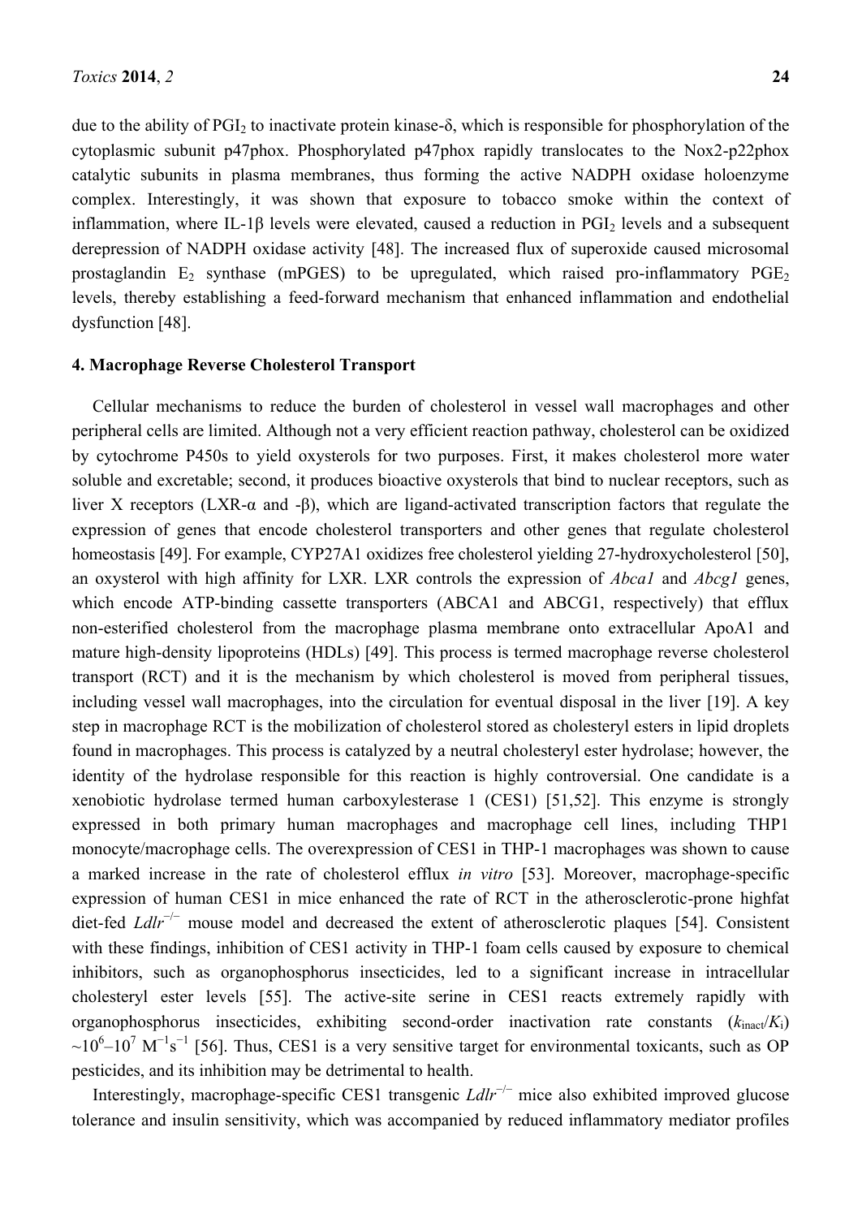due to the ability of $PGI_2$ to inactivate protein kinase-δ, which is responsible for phosphorylation of the cytoplasmic subunit p47phox. Phosphorylated p47phox rapidly translocates to the Nox2-p22phox catalytic subunits in plasma membranes, thus forming the active NADPH oxidase holoenzyme complex. Interestingly, it was shown that exposure to tobacco smoke within the context of inflammation, where IL-1β levels were elevated, caused a reduction in $PGI_2$ levels and a subsequent derepression of NADPH oxidase activity [48]. The increased flux of superoxide caused microsomal prostaglandin $E_2$ synthase (mPGES) to be upregulated, which raised pro-inflammatory $PGE_2$ levels, thereby establishing a feed-forward mechanism that enhanced inflammation and endothelial dysfunction [48].

## 4. Macrophage Reverse Cholesterol Transport

Cellular mechanisms to reduce the burden of cholesterol in vessel wall macrophages and other peripheral cells are limited. Although not a very efficient reaction pathway, cholesterol can be oxidized by cytochrome P450s to yield oxysterols for two purposes. First, it makes cholesterol more water soluble and excretable; second, it produces bioactive oxysterols that bind to nuclear receptors, such as liver X receptors (LXR-α and -β), which are ligand-activated transcription factors that regulate the expression of genes that encode cholesterol transporters and other genes that regulate cholesterol homeostasis [49]. For example, CYP27A1 oxidizes free cholesterol yielding 27-hydroxycholesterol [50], an oxysterol with high affinity for LXR. LXR controls the expression of *Abca1* and *Abcg1* genes, which encode ATP-binding cassette transporters (ABCA1 and ABCG1, respectively) that efflux non-esterified cholesterol from the macrophage plasma membrane onto extracellular ApoA1 and mature high-density lipoproteins (HDLs) [49]. This process is termed macrophage reverse cholesterol transport (RCT) and it is the mechanism by which cholesterol is moved from peripheral tissues, including vessel wall macrophages, into the circulation for eventual disposal in the liver [19]. A key step in macrophage RCT is the mobilization of cholesterol stored as cholesteryl esters in lipid droplets found in macrophages. This process is catalyzed by a neutral cholesteryl ester hydrolase; however, the identity of the hydrolase responsible for this reaction is highly controversial. One candidate is a xenobiotic hydrolase termed human carboxylesterase 1 (CES1) [51,52]. This enzyme is strongly expressed in both primary human macrophages and macrophage cell lines, including THP1 monocyte/macrophage cells. The overexpression of CES1 in THP-1 macrophages was shown to cause a marked increase in the rate of cholesterol efflux *in vitro* [53]. Moreover, macrophage-specific expression of human CES1 in mice enhanced the rate of RCT in the atherosclerotic-prone highfat diet-fed $Ldlr^{-/-}$ mouse model and decreased the extent of atherosclerotic plaques [54]. Consistent with these findings, inhibition of CES1 activity in THP-1 foam cells caused by exposure to chemical inhibitors, such as organophosphorus insecticides, led to a significant increase in intracellular cholesteryl ester levels [55]. The active-site serine in CES1 reacts extremely rapidly with organophosphorus insecticides, exhibiting second-order inactivation rate constants ($k_{inact}/K_i$) ~$10^6$–$10^7$ $M^{-1}s^{-1}$ [56]. Thus, CES1 is a very sensitive target for environmental toxicants, such as OP pesticides, and its inhibition may be detrimental to health.

Interestingly, macrophage-specific CES1 transgenic $Ldlr^{-/-}$ mice also exhibited improved glucose tolerance and insulin sensitivity, which was accompanied by reduced inflammatory mediator profiles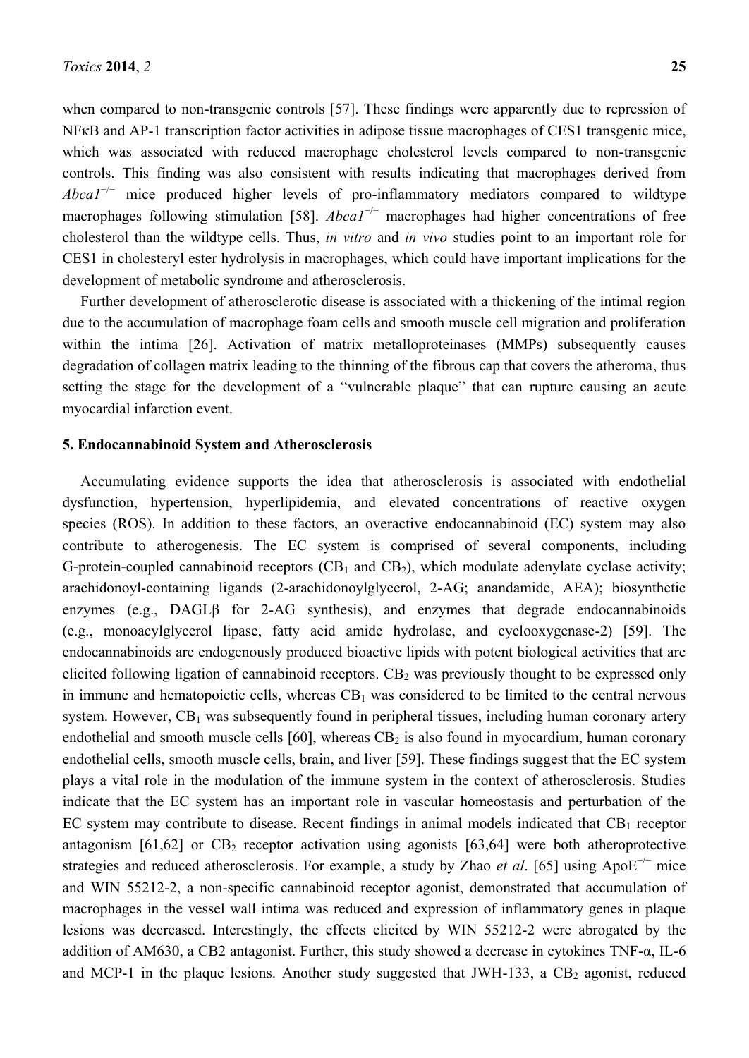when compared to non-transgenic controls [57]. These findings were apparently due to repression of NFκB and AP-1 transcription factor activities in adipose tissue macrophages of CES1 transgenic mice, which was associated with reduced macrophage cholesterol levels compared to non-transgenic controls. This finding was also consistent with results indicating that macrophages derived from *Abca1*$^{-/-}$ mice produced higher levels of pro-inflammatory mediators compared to wildtype macrophages following stimulation [58]. *Abca1*$^{-/-}$ macrophages had higher concentrations of free cholesterol than the wildtype cells. Thus, *in vitro* and *in vivo* studies point to an important role for CES1 in cholesteryl ester hydrolysis in macrophages, which could have important implications for the development of metabolic syndrome and atherosclerosis.

Further development of atherosclerotic disease is associated with a thickening of the intimal region due to the accumulation of macrophage foam cells and smooth muscle cell migration and proliferation within the intima [26]. Activation of matrix metalloproteinases (MMPs) subsequently causes degradation of collagen matrix leading to the thinning of the fibrous cap that covers the atheroma, thus setting the stage for the development of a "vulnerable plaque" that can rupture causing an acute myocardial infarction event.

## 5. Endocannabinoid System and Atherosclerosis

Accumulating evidence supports the idea that atherosclerosis is associated with endothelial dysfunction, hypertension, hyperlipidemia, and elevated concentrations of reactive oxygen species (ROS). In addition to these factors, an overactive endocannabinoid (EC) system may also contribute to atherogenesis. The EC system is comprised of several components, including G-protein-coupled cannabinoid receptors ($CB_1$ and $CB_2$), which modulate adenylate cyclase activity; arachidonoyl-containing ligands (2-arachidonoylglycerol, 2-AG; anandamide, AEA); biosynthetic enzymes (e.g., DAGLβ for 2-AG synthesis), and enzymes that degrade endocannabinoids (e.g., monoacylglycerol lipase, fatty acid amide hydrolase, and cyclooxygenase-2) [59]. The endocannabinoids are endogenously produced bioactive lipids with potent biological activities that are elicited following ligation of cannabinoid receptors. $CB_2$ was previously thought to be expressed only in immune and hematopoietic cells, whereas $CB_1$ was considered to be limited to the central nervous system. However, $CB_1$ was subsequently found in peripheral tissues, including human coronary artery endothelial and smooth muscle cells [60], whereas $CB_2$ is also found in myocardium, human coronary endothelial cells, smooth muscle cells, brain, and liver [59]. These findings suggest that the EC system plays a vital role in the modulation of the immune system in the context of atherosclerosis. Studies indicate that the EC system has an important role in vascular homeostasis and perturbation of the EC system may contribute to disease. Recent findings in animal models indicated that $CB_1$ receptor antagonism [61,62] or $CB_2$ receptor activation using agonists [63,64] were both atheroprotective strategies and reduced atherosclerosis. For example, a study by Zhao *et al*. [65] using ApoE$^{-/-}$ mice and WIN 55212-2, a non-specific cannabinoid receptor agonist, demonstrated that accumulation of macrophages in the vessel wall intima was reduced and expression of inflammatory genes in plaque lesions was decreased. Interestingly, the effects elicited by WIN 55212-2 were abrogated by the addition of AM630, a CB2 antagonist. Further, this study showed a decrease in cytokines TNF-α, IL-6 and MCP-1 in the plaque lesions. Another study suggested that JWH-133, a $CB_2$ agonist, reduced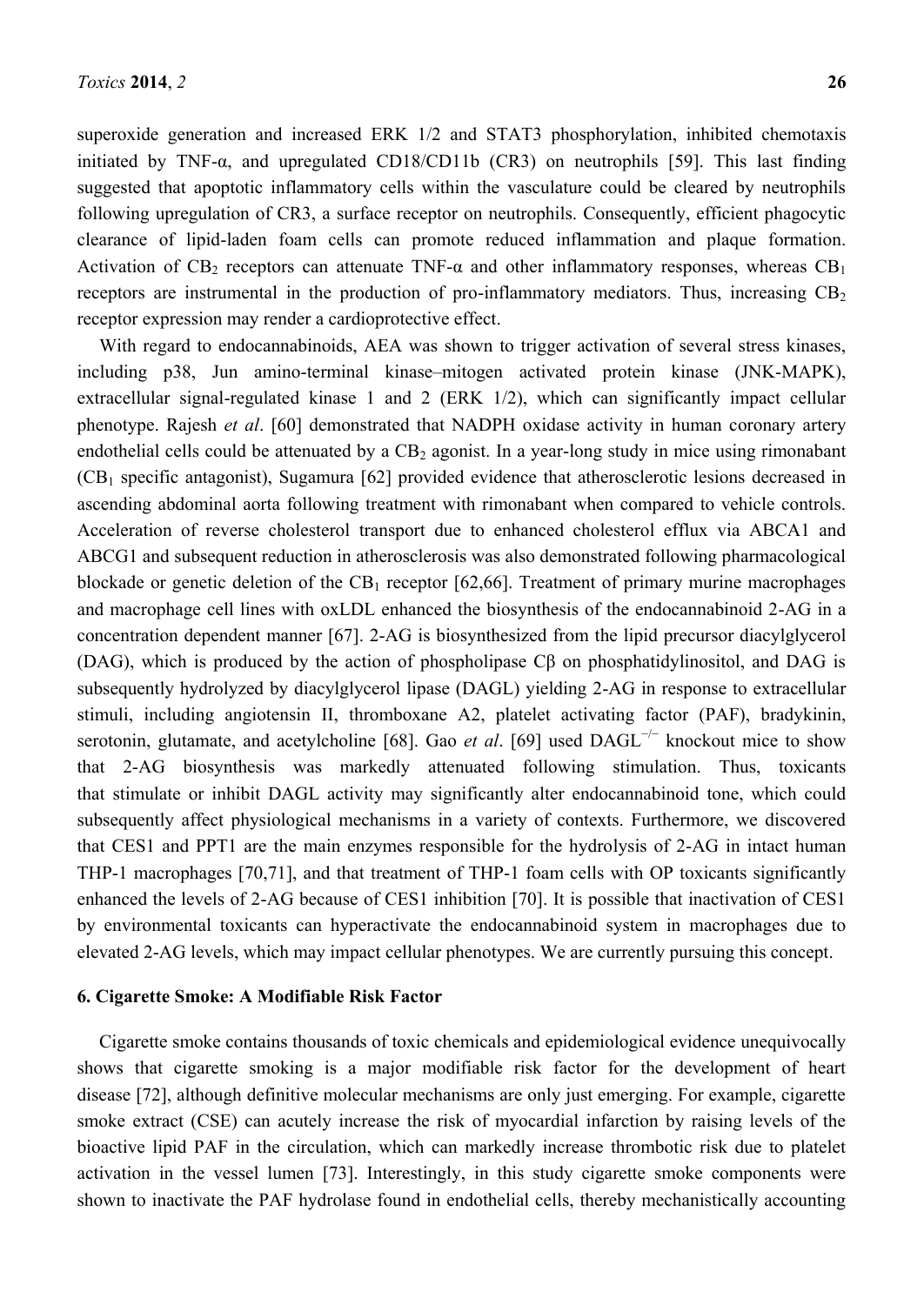superoxide generation and increased ERK 1/2 and STAT3 phosphorylation, inhibited chemotaxis initiated by TNF-α, and upregulated CD18/CD11b (CR3) on neutrophils [59]. This last finding suggested that apoptotic inflammatory cells within the vasculature could be cleared by neutrophils following upregulation of CR3, a surface receptor on neutrophils. Consequently, efficient phagocytic clearance of lipid-laden foam cells can promote reduced inflammation and plaque formation. Activation of $CB_2$ receptors can attenuate TNF-α and other inflammatory responses, whereas $CB_1$ receptors are instrumental in the production of pro-inflammatory mediators. Thus, increasing $CB_2$ receptor expression may render a cardioprotective effect.

With regard to endocannabinoids, AEA was shown to trigger activation of several stress kinases, including p38, Jun amino-terminal kinase–mitogen activated protein kinase (JNK-MAPK), extracellular signal-regulated kinase 1 and 2 (ERK 1/2), which can significantly impact cellular phenotype. Rajesh *et al*. [60] demonstrated that NADPH oxidase activity in human coronary artery endothelial cells could be attenuated by a $CB_2$ agonist. In a year-long study in mice using rimonabant ($CB_1$ specific antagonist), Sugamura [62] provided evidence that atherosclerotic lesions decreased in ascending abdominal aorta following treatment with rimonabant when compared to vehicle controls. Acceleration of reverse cholesterol transport due to enhanced cholesterol efflux via ABCA1 and ABCG1 and subsequent reduction in atherosclerosis was also demonstrated following pharmacological blockade or genetic deletion of the $CB_1$ receptor [62,66]. Treatment of primary murine macrophages and macrophage cell lines with oxLDL enhanced the biosynthesis of the endocannabinoid 2-AG in a concentration dependent manner [67]. 2-AG is biosynthesized from the lipid precursor diacylglycerol (DAG), which is produced by the action of phospholipase Cβ on phosphatidylinositol, and DAG is subsequently hydrolyzed by diacylglycerol lipase (DAGL) yielding 2-AG in response to extracellular stimuli, including angiotensin II, thromboxane A2, platelet activating factor (PAF), bradykinin, serotonin, glutamate, and acetylcholine [68]. Gao *et al*. [69] used $DAGL^{-/-}$ knockout mice to show that 2-AG biosynthesis was markedly attenuated following stimulation. Thus, toxicants that stimulate or inhibit DAGL activity may significantly alter endocannabinoid tone, which could subsequently affect physiological mechanisms in a variety of contexts. Furthermore, we discovered that CES1 and PPT1 are the main enzymes responsible for the hydrolysis of 2-AG in intact human THP-1 macrophages [70,71], and that treatment of THP-1 foam cells with OP toxicants significantly enhanced the levels of 2-AG because of CES1 inhibition [70]. It is possible that inactivation of CES1 by environmental toxicants can hyperactivate the endocannabinoid system in macrophages due to elevated 2-AG levels, which may impact cellular phenotypes. We are currently pursuing this concept.

## 6. Cigarette Smoke: A Modifiable Risk Factor

Cigarette smoke contains thousands of toxic chemicals and epidemiological evidence unequivocally shows that cigarette smoking is a major modifiable risk factor for the development of heart disease [72], although definitive molecular mechanisms are only just emerging. For example, cigarette smoke extract (CSE) can acutely increase the risk of myocardial infarction by raising levels of the bioactive lipid PAF in the circulation, which can markedly increase thrombotic risk due to platelet activation in the vessel lumen [73]. Interestingly, in this study cigarette smoke components were shown to inactivate the PAF hydrolase found in endothelial cells, thereby mechanistically accounting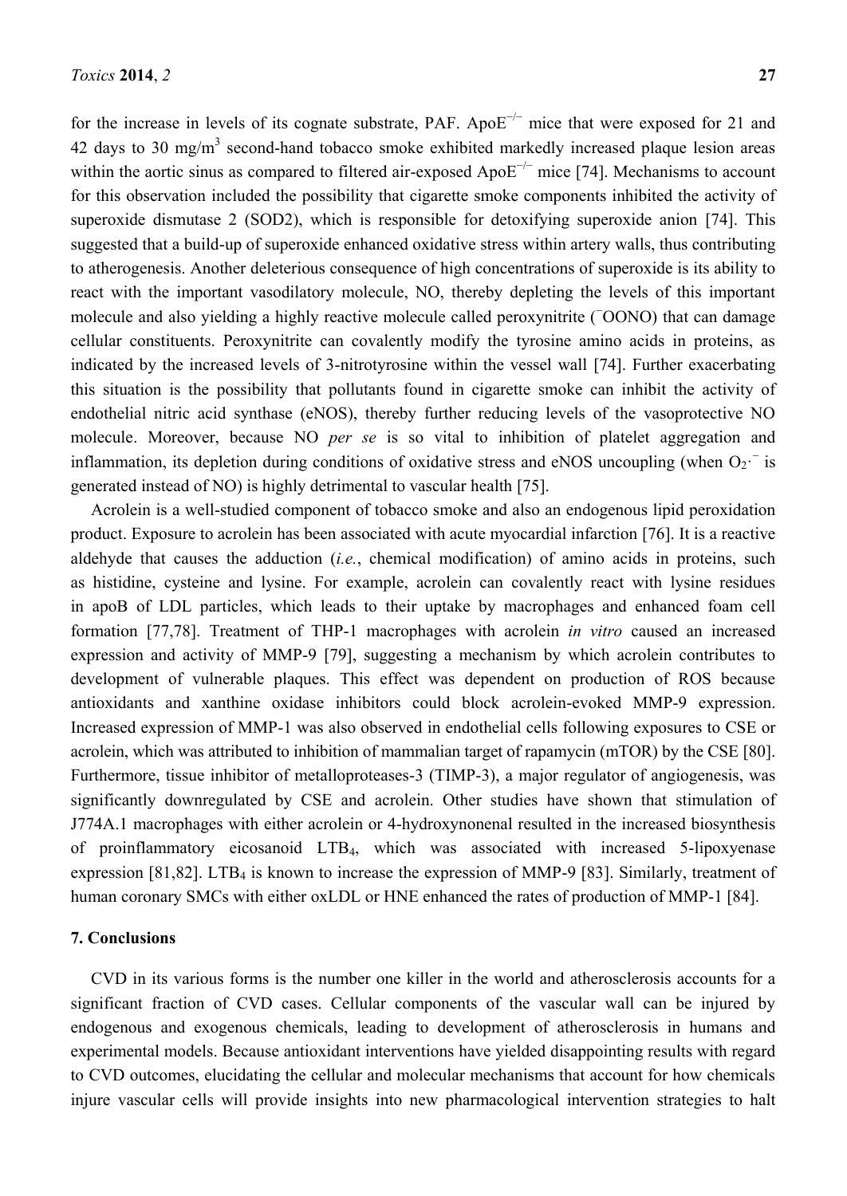for the increase in levels of its cognate substrate, PAF. $ApoE^{-/-}$ mice that were exposed for 21 and 42 days to 30 mg/m$^3$ second-hand tobacco smoke exhibited markedly increased plaque lesion areas within the aortic sinus as compared to filtered air-exposed $ApoE^{-/-}$ mice [74]. Mechanisms to account for this observation included the possibility that cigarette smoke components inhibited the activity of superoxide dismutase 2 (SOD2), which is responsible for detoxifying superoxide anion [74]. This suggested that a build-up of superoxide enhanced oxidative stress within artery walls, thus contributing to atherogenesis. Another deleterious consequence of high concentrations of superoxide is its ability to react with the important vasodilatory molecule, NO, thereby depleting the levels of this important molecule and also yielding a highly reactive molecule called peroxynitrite ($^{-}$OONO) that can damage cellular constituents. Peroxynitrite can covalently modify the tyrosine amino acids in proteins, as indicated by the increased levels of 3-nitrotyrosine within the vessel wall [74]. Further exacerbating this situation is the possibility that pollutants found in cigarette smoke can inhibit the activity of endothelial nitric acid synthase (eNOS), thereby further reducing levels of the vasoprotective NO molecule. Moreover, because NO *per se* is so vital to inhibition of platelet aggregation and inflammation, its depletion during conditions of oxidative stress and eNOS uncoupling (when $O_2{\cdot}^{-}$ is generated instead of NO) is highly detrimental to vascular health [75].

Acrolein is a well-studied component of tobacco smoke and also an endogenous lipid peroxidation product. Exposure to acrolein has been associated with acute myocardial infarction [76]. It is a reactive aldehyde that causes the adduction (*i.e.*, chemical modification) of amino acids in proteins, such as histidine, cysteine and lysine. For example, acrolein can covalently react with lysine residues in apoB of LDL particles, which leads to their uptake by macrophages and enhanced foam cell formation [77,78]. Treatment of THP-1 macrophages with acrolein *in vitro* caused an increased expression and activity of MMP-9 [79], suggesting a mechanism by which acrolein contributes to development of vulnerable plaques. This effect was dependent on production of ROS because antioxidants and xanthine oxidase inhibitors could block acrolein-evoked MMP-9 expression. Increased expression of MMP-1 was also observed in endothelial cells following exposures to CSE or acrolein, which was attributed to inhibition of mammalian target of rapamycin (mTOR) by the CSE [80]. Furthermore, tissue inhibitor of metalloproteases-3 (TIMP-3), a major regulator of angiogenesis, was significantly downregulated by CSE and acrolein. Other studies have shown that stimulation of J774A.1 macrophages with either acrolein or 4-hydroxynonenal resulted in the increased biosynthesis of proinflammatory eicosanoid $LTB_4$, which was associated with increased 5-lipoxyenase expression [81,82]. $LTB_4$ is known to increase the expression of MMP-9 [83]. Similarly, treatment of human coronary SMCs with either oxLDL or HNE enhanced the rates of production of MMP-1 [84].

## 7. Conclusions

CVD in its various forms is the number one killer in the world and atherosclerosis accounts for a significant fraction of CVD cases. Cellular components of the vascular wall can be injured by endogenous and exogenous chemicals, leading to development of atherosclerosis in humans and experimental models. Because antioxidant interventions have yielded disappointing results with regard to CVD outcomes, elucidating the cellular and molecular mechanisms that account for how chemicals injure vascular cells will provide insights into new pharmacological intervention strategies to halt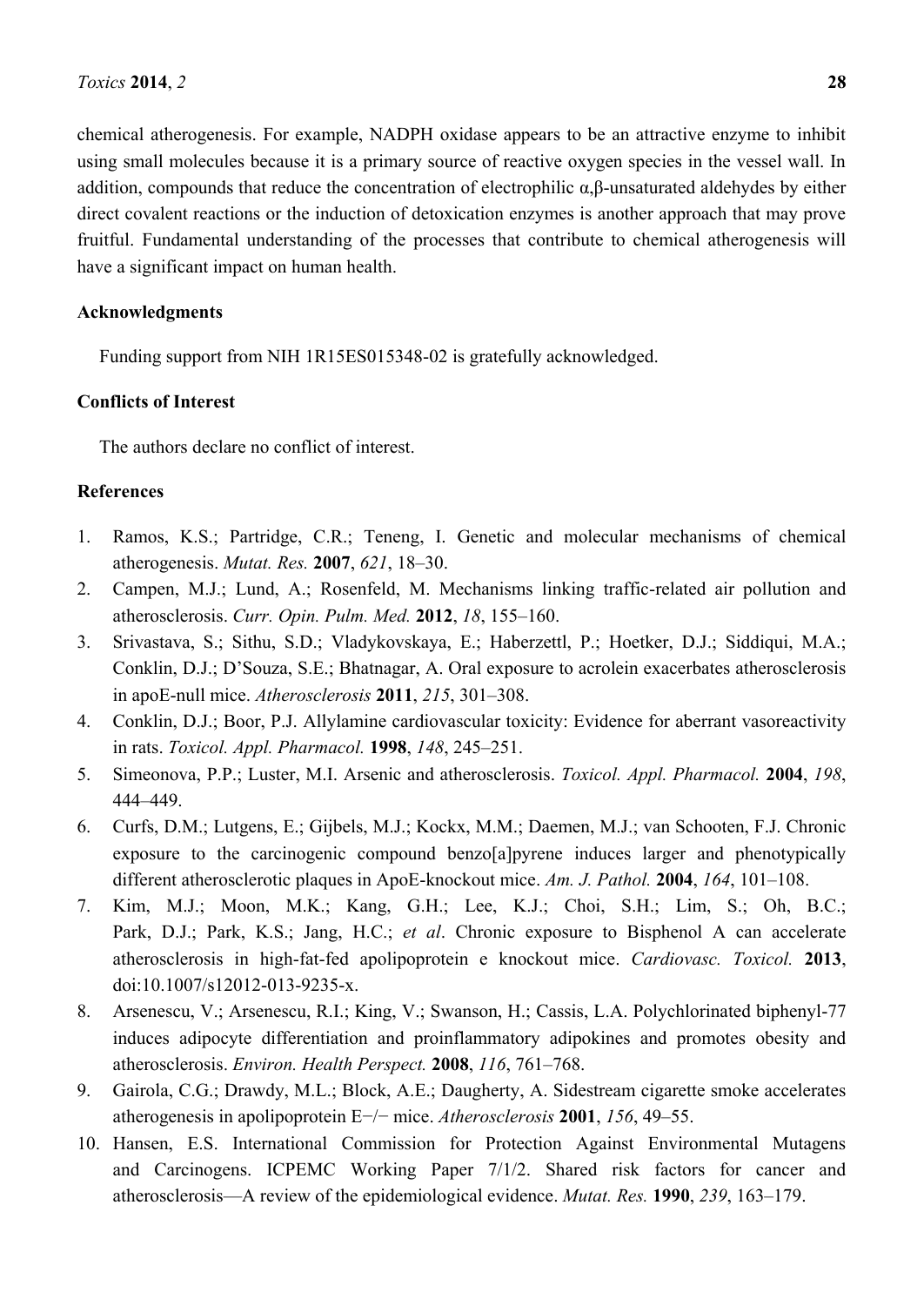chemical atherogenesis. For example, NADPH oxidase appears to be an attractive enzyme to inhibit using small molecules because it is a primary source of reactive oxygen species in the vessel wall. In addition, compounds that reduce the concentration of electrophilic α,β-unsaturated aldehydes by either direct covalent reactions or the induction of detoxication enzymes is another approach that may prove fruitful. Fundamental understanding of the processes that contribute to chemical atherogenesis will have a significant impact on human health.

## Acknowledgments

Funding support from NIH 1R15ES015348-02 is gratefully acknowledged.

## Conflicts of Interest

The authors declare no conflict of interest.

## References

1. Ramos, K.S.; Partridge, C.R.; Teneng, I. Genetic and molecular mechanisms of chemical atherogenesis. *Mutat. Res.* **2007**, *621*, 18–30.
2. Campen, M.J.; Lund, A.; Rosenfeld, M. Mechanisms linking traffic-related air pollution and atherosclerosis. *Curr. Opin. Pulm. Med.* **2012**, *18*, 155–160.
3. Srivastava, S.; Sithu, S.D.; Vladykovskaya, E.; Haberzettl, P.; Hoetker, D.J.; Siddiqui, M.A.; Conklin, D.J.; D'Souza, S.E.; Bhatnagar, A. Oral exposure to acrolein exacerbates atherosclerosis in apoE-null mice. *Atherosclerosis* **2011**, *215*, 301–308.
4. Conklin, D.J.; Boor, P.J. Allylamine cardiovascular toxicity: Evidence for aberrant vasoreactivity in rats. *Toxicol. Appl. Pharmacol.* **1998**, *148*, 245–251.
5. Simeonova, P.P.; Luster, M.I. Arsenic and atherosclerosis. *Toxicol. Appl. Pharmacol.* **2004**, *198*, 444–449.
6. Curfs, D.M.; Lutgens, E.; Gijbels, M.J.; Kockx, M.M.; Daemen, M.J.; van Schooten, F.J. Chronic exposure to the carcinogenic compound benzo[a]pyrene induces larger and phenotypically different atherosclerotic plaques in ApoE-knockout mice. *Am. J. Pathol.* **2004**, *164*, 101–108.
7. Kim, M.J.; Moon, M.K.; Kang, G.H.; Lee, K.J.; Choi, S.H.; Lim, S.; Oh, B.C.; Park, D.J.; Park, K.S.; Jang, H.C.; *et al*. Chronic exposure to Bisphenol A can accelerate atherosclerosis in high-fat-fed apolipoprotein e knockout mice. *Cardiovasc. Toxicol.* **2013**, doi:10.1007/s12012-013-9235-x.
8. Arsenescu, V.; Arsenescu, R.I.; King, V.; Swanson, H.; Cassis, L.A. Polychlorinated biphenyl-77 induces adipocyte differentiation and proinflammatory adipokines and promotes obesity and atherosclerosis. *Environ. Health Perspect.* **2008**, *116*, 761–768.
9. Gairola, C.G.; Drawdy, M.L.; Block, A.E.; Daugherty, A. Sidestream cigarette smoke accelerates atherogenesis in apolipoprotein E−/− mice. *Atherosclerosis* **2001**, *156*, 49–55.
10. Hansen, E.S. International Commission for Protection Against Environmental Mutagens and Carcinogens. ICPEMC Working Paper 7/1/2. Shared risk factors for cancer and atherosclerosis—A review of the epidemiological evidence. *Mutat. Res.* **1990**, *239*, 163–179.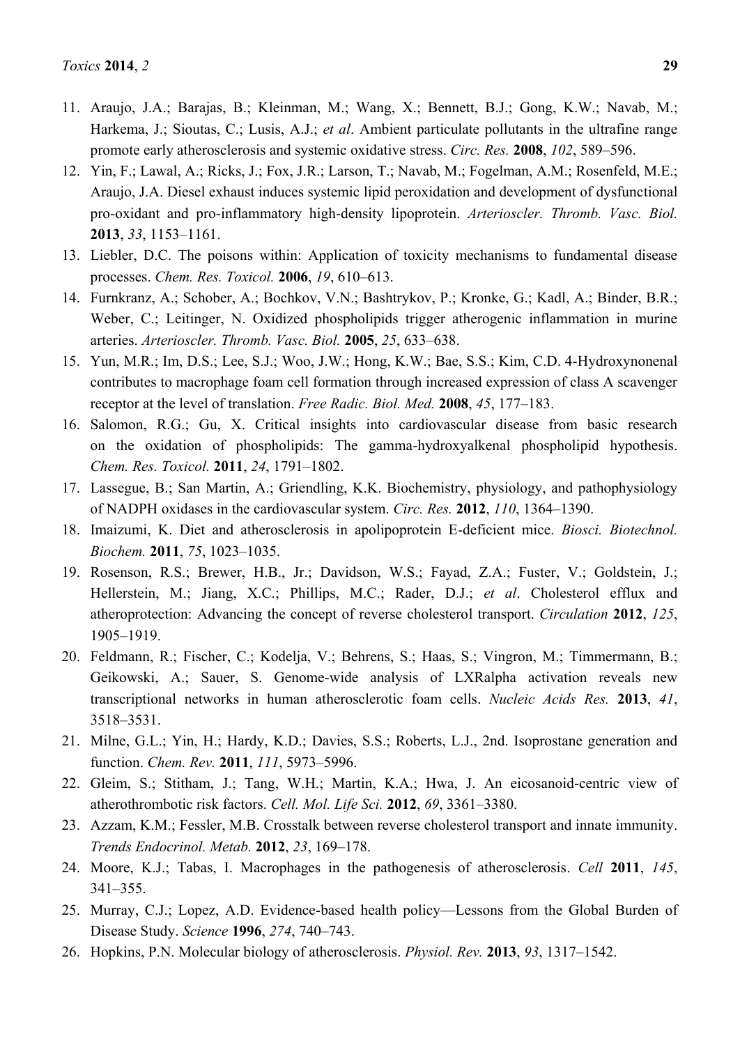11. Araujo, J.A.; Barajas, B.; Kleinman, M.; Wang, X.; Bennett, B.J.; Gong, K.W.; Navab, M.; Harkema, J.; Sioutas, C.; Lusis, A.J.; *et al*. Ambient particulate pollutants in the ultrafine range promote early atherosclerosis and systemic oxidative stress. *Circ. Res.* **2008**, *102*, 589–596.
12. Yin, F.; Lawal, A.; Ricks, J.; Fox, J.R.; Larson, T.; Navab, M.; Fogelman, A.M.; Rosenfeld, M.E.; Araujo, J.A. Diesel exhaust induces systemic lipid peroxidation and development of dysfunctional pro-oxidant and pro-inflammatory high-density lipoprotein. *Arterioscler. Thromb. Vasc. Biol.* **2013**, *33*, 1153–1161.
13. Liebler, D.C. The poisons within: Application of toxicity mechanisms to fundamental disease processes. *Chem. Res. Toxicol.* **2006**, *19*, 610–613.
14. Furnkranz, A.; Schober, A.; Bochkov, V.N.; Bashtrykov, P.; Kronke, G.; Kadl, A.; Binder, B.R.; Weber, C.; Leitinger, N. Oxidized phospholipids trigger atherogenic inflammation in murine arteries. *Arterioscler. Thromb. Vasc. Biol.* **2005**, *25*, 633–638.
15. Yun, M.R.; Im, D.S.; Lee, S.J.; Woo, J.W.; Hong, K.W.; Bae, S.S.; Kim, C.D. 4-Hydroxynonenal contributes to macrophage foam cell formation through increased expression of class A scavenger receptor at the level of translation. *Free Radic. Biol. Med.* **2008**, *45*, 177–183.
16. Salomon, R.G.; Gu, X. Critical insights into cardiovascular disease from basic research on the oxidation of phospholipids: The gamma-hydroxyalkenal phospholipid hypothesis. *Chem. Res. Toxicol.* **2011**, *24*, 1791–1802.
17. Lassegue, B.; San Martin, A.; Griendling, K.K. Biochemistry, physiology, and pathophysiology of NADPH oxidases in the cardiovascular system. *Circ. Res.* **2012**, *110*, 1364–1390.
18. Imaizumi, K. Diet and atherosclerosis in apolipoprotein E-deficient mice. *Biosci. Biotechnol. Biochem.* **2011**, *75*, 1023–1035.
19. Rosenson, R.S.; Brewer, H.B., Jr.; Davidson, W.S.; Fayad, Z.A.; Fuster, V.; Goldstein, J.; Hellerstein, M.; Jiang, X.C.; Phillips, M.C.; Rader, D.J.; *et al*. Cholesterol efflux and atheroprotection: Advancing the concept of reverse cholesterol transport. *Circulation* **2012**, *125*, 1905–1919.
20. Feldmann, R.; Fischer, C.; Kodelja, V.; Behrens, S.; Haas, S.; Vingron, M.; Timmermann, B.; Geikowski, A.; Sauer, S. Genome-wide analysis of LXRalpha activation reveals new transcriptional networks in human atherosclerotic foam cells. *Nucleic Acids Res.* **2013**, *41*, 3518–3531.
21. Milne, G.L.; Yin, H.; Hardy, K.D.; Davies, S.S.; Roberts, L.J., 2nd. Isoprostane generation and function. *Chem. Rev.* **2011**, *111*, 5973–5996.
22. Gleim, S.; Stitham, J.; Tang, W.H.; Martin, K.A.; Hwa, J. An eicosanoid-centric view of atherothrombotic risk factors. *Cell. Mol. Life Sci.* **2012**, *69*, 3361–3380.
23. Azzam, K.M.; Fessler, M.B. Crosstalk between reverse cholesterol transport and innate immunity. *Trends Endocrinol. Metab.* **2012**, *23*, 169–178.
24. Moore, K.J.; Tabas, I. Macrophages in the pathogenesis of atherosclerosis. *Cell* **2011**, *145*, 341–355.
25. Murray, C.J.; Lopez, A.D. Evidence-based health policy—Lessons from the Global Burden of Disease Study. *Science* **1996**, *274*, 740–743.
26. Hopkins, P.N. Molecular biology of atherosclerosis. *Physiol. Rev.* **2013**, *93*, 1317–1542.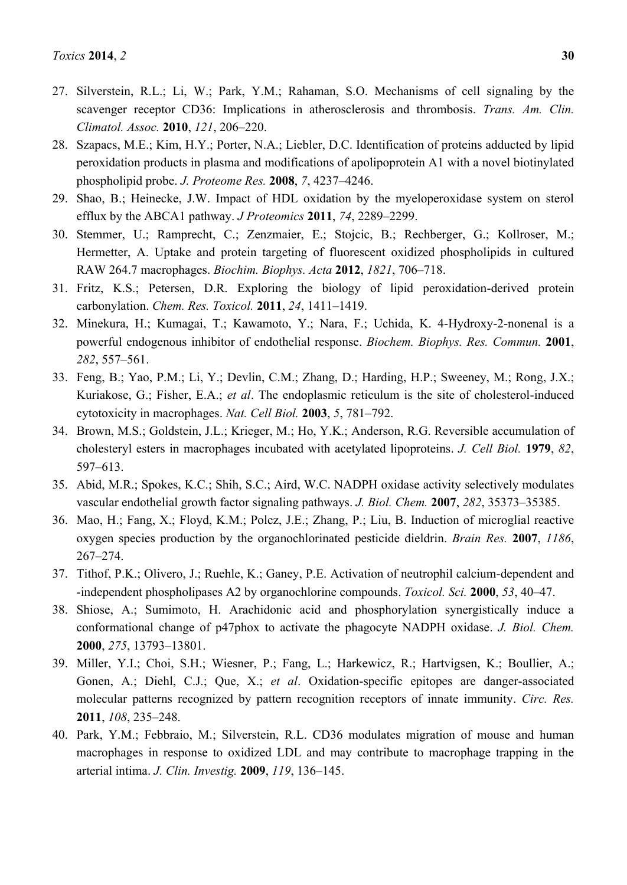27. Silverstein, R.L.; Li, W.; Park, Y.M.; Rahaman, S.O. Mechanisms of cell signaling by the scavenger receptor CD36: Implications in atherosclerosis and thrombosis. *Trans. Am. Clin. Climatol. Assoc.* **2010**, *121*, 206–220.
28. Szapacs, M.E.; Kim, H.Y.; Porter, N.A.; Liebler, D.C. Identification of proteins adducted by lipid peroxidation products in plasma and modifications of apolipoprotein A1 with a novel biotinylated phospholipid probe. *J. Proteome Res.* **2008**, *7*, 4237–4246.
29. Shao, B.; Heinecke, J.W. Impact of HDL oxidation by the myeloperoxidase system on sterol efflux by the ABCA1 pathway. *J Proteomics* **2011**, *74*, 2289–2299.
30. Stemmer, U.; Ramprecht, C.; Zenzmaier, E.; Stojcic, B.; Rechberger, G.; Kollroser, M.; Hermetter, A. Uptake and protein targeting of fluorescent oxidized phospholipids in cultured RAW 264.7 macrophages. *Biochim. Biophys. Acta* **2012**, *1821*, 706–718.
31. Fritz, K.S.; Petersen, D.R. Exploring the biology of lipid peroxidation-derived protein carbonylation. *Chem. Res. Toxicol.* **2011**, *24*, 1411–1419.
32. Minekura, H.; Kumagai, T.; Kawamoto, Y.; Nara, F.; Uchida, K. 4-Hydroxy-2-nonenal is a powerful endogenous inhibitor of endothelial response. *Biochem. Biophys. Res. Commun.* **2001**, *282*, 557–561.
33. Feng, B.; Yao, P.M.; Li, Y.; Devlin, C.M.; Zhang, D.; Harding, H.P.; Sweeney, M.; Rong, J.X.; Kuriakose, G.; Fisher, E.A.; *et al*. The endoplasmic reticulum is the site of cholesterol-induced cytotoxicity in macrophages. *Nat. Cell Biol.* **2003**, *5*, 781–792.
34. Brown, M.S.; Goldstein, J.L.; Krieger, M.; Ho, Y.K.; Anderson, R.G. Reversible accumulation of cholesteryl esters in macrophages incubated with acetylated lipoproteins. *J. Cell Biol.* **1979**, *82*, 597–613.
35. Abid, M.R.; Spokes, K.C.; Shih, S.C.; Aird, W.C. NADPH oxidase activity selectively modulates vascular endothelial growth factor signaling pathways. *J. Biol. Chem.* **2007**, *282*, 35373–35385.
36. Mao, H.; Fang, X.; Floyd, K.M.; Polcz, J.E.; Zhang, P.; Liu, B. Induction of microglial reactive oxygen species production by the organochlorinated pesticide dieldrin. *Brain Res.* **2007**, *1186*, 267–274.
37. Tithof, P.K.; Olivero, J.; Ruehle, K.; Ganey, P.E. Activation of neutrophil calcium-dependent and -independent phospholipases A2 by organochlorine compounds. *Toxicol. Sci.* **2000**, *53*, 40–47.
38. Shiose, A.; Sumimoto, H. Arachidonic acid and phosphorylation synergistically induce a conformational change of p47phox to activate the phagocyte NADPH oxidase. *J. Biol. Chem.* **2000**, *275*, 13793–13801.
39. Miller, Y.I.; Choi, S.H.; Wiesner, P.; Fang, L.; Harkewicz, R.; Hartvigsen, K.; Boullier, A.; Gonen, A.; Diehl, C.J.; Que, X.; *et al*. Oxidation-specific epitopes are danger-associated molecular patterns recognized by pattern recognition receptors of innate immunity. *Circ. Res.* **2011**, *108*, 235–248.
40. Park, Y.M.; Febbraio, M.; Silverstein, R.L. CD36 modulates migration of mouse and human macrophages in response to oxidized LDL and may contribute to macrophage trapping in the arterial intima. *J. Clin. Investig.* **2009**, *119*, 136–145.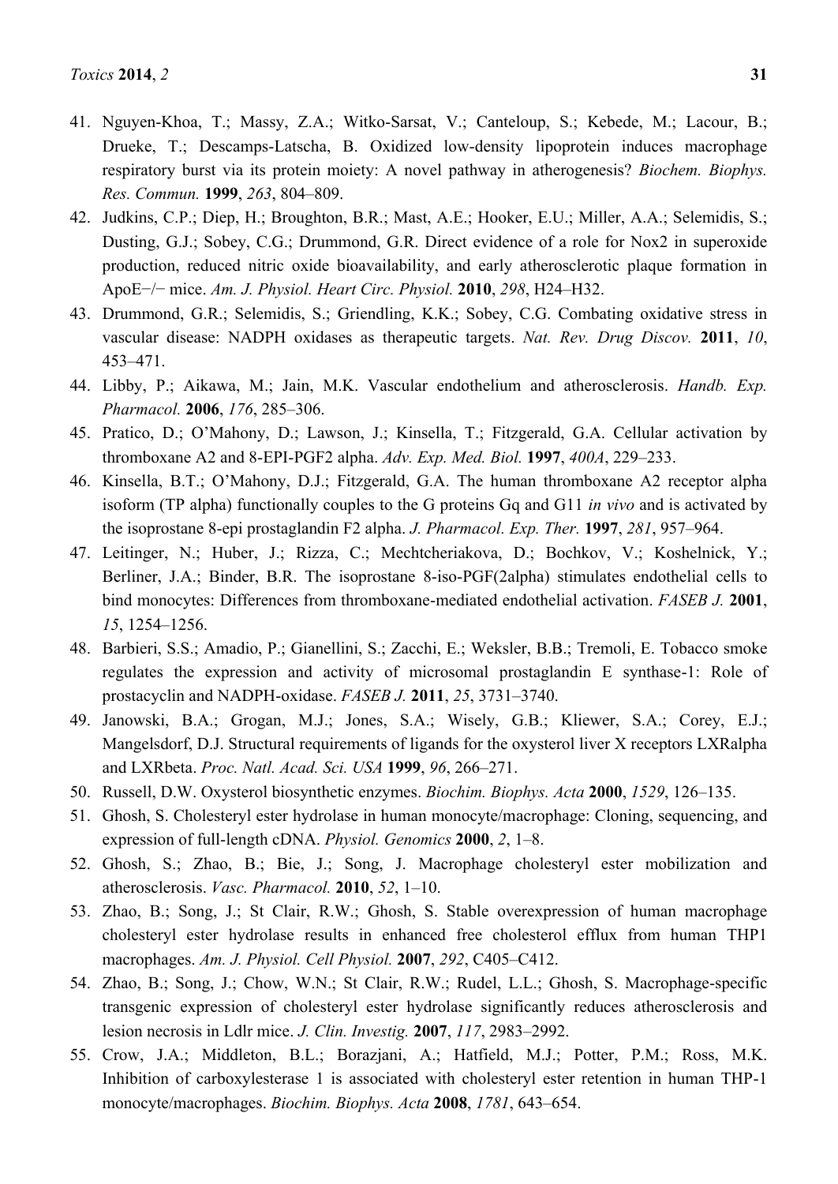41. Nguyen-Khoa, T.; Massy, Z.A.; Witko-Sarsat, V.; Canteloup, S.; Kebede, M.; Lacour, B.; Drueke, T.; Descamps-Latscha, B. Oxidized low-density lipoprotein induces macrophage respiratory burst via its protein moiety: A novel pathway in atherogenesis? *Biochem. Biophys. Res. Commun.* **1999**, *263*, 804–809.
42. Judkins, C.P.; Diep, H.; Broughton, B.R.; Mast, A.E.; Hooker, E.U.; Miller, A.A.; Selemidis, S.; Dusting, G.J.; Sobey, C.G.; Drummond, G.R. Direct evidence of a role for Nox2 in superoxide production, reduced nitric oxide bioavailability, and early atherosclerotic plaque formation in ApoE−/− mice. *Am. J. Physiol. Heart Circ. Physiol.* **2010**, *298*, H24–H32.
43. Drummond, G.R.; Selemidis, S.; Griendling, K.K.; Sobey, C.G. Combating oxidative stress in vascular disease: NADPH oxidases as therapeutic targets. *Nat. Rev. Drug Discov.* **2011**, *10*, 453–471.
44. Libby, P.; Aikawa, M.; Jain, M.K. Vascular endothelium and atherosclerosis. *Handb. Exp. Pharmacol.* **2006**, *176*, 285–306.
45. Pratico, D.; O'Mahony, D.; Lawson, J.; Kinsella, T.; Fitzgerald, G.A. Cellular activation by thromboxane A2 and 8-EPI-PGF2 alpha. *Adv. Exp. Med. Biol.* **1997**, *400A*, 229–233.
46. Kinsella, B.T.; O'Mahony, D.J.; Fitzgerald, G.A. The human thromboxane A2 receptor alpha isoform (TP alpha) functionally couples to the G proteins Gq and G11 *in vivo* and is activated by the isoprostane 8-epi prostaglandin F2 alpha. *J. Pharmacol. Exp. Ther.* **1997**, *281*, 957–964.
47. Leitinger, N.; Huber, J.; Rizza, C.; Mechtcheriakova, D.; Bochkov, V.; Koshelnick, Y.; Berliner, J.A.; Binder, B.R. The isoprostane 8-iso-PGF(2alpha) stimulates endothelial cells to bind monocytes: Differences from thromboxane-mediated endothelial activation. *FASEB J.* **2001**, *15*, 1254–1256.
48. Barbieri, S.S.; Amadio, P.; Gianellini, S.; Zacchi, E.; Weksler, B.B.; Tremoli, E. Tobacco smoke regulates the expression and activity of microsomal prostaglandin E synthase-1: Role of prostacyclin and NADPH-oxidase. *FASEB J.* **2011**, *25*, 3731–3740.
49. Janowski, B.A.; Grogan, M.J.; Jones, S.A.; Wisely, G.B.; Kliewer, S.A.; Corey, E.J.; Mangelsdorf, D.J. Structural requirements of ligands for the oxysterol liver X receptors LXRalpha and LXRbeta. *Proc. Natl. Acad. Sci. USA* **1999**, *96*, 266–271.
50. Russell, D.W. Oxysterol biosynthetic enzymes. *Biochim. Biophys. Acta* **2000**, *1529*, 126–135.
51. Ghosh, S. Cholesteryl ester hydrolase in human monocyte/macrophage: Cloning, sequencing, and expression of full-length cDNA. *Physiol. Genomics* **2000**, *2*, 1–8.
52. Ghosh, S.; Zhao, B.; Bie, J.; Song, J. Macrophage cholesteryl ester mobilization and atherosclerosis. *Vasc. Pharmacol.* **2010**, *52*, 1–10.
53. Zhao, B.; Song, J.; St Clair, R.W.; Ghosh, S. Stable overexpression of human macrophage cholesteryl ester hydrolase results in enhanced free cholesterol efflux from human THP1 macrophages. *Am. J. Physiol. Cell Physiol.* **2007**, *292*, C405–C412.
54. Zhao, B.; Song, J.; Chow, W.N.; St Clair, R.W.; Rudel, L.L.; Ghosh, S. Macrophage-specific transgenic expression of cholesteryl ester hydrolase significantly reduces atherosclerosis and lesion necrosis in Ldlr mice. *J. Clin. Investig.* **2007**, *117*, 2983–2992.
55. Crow, J.A.; Middleton, B.L.; Borazjani, A.; Hatfield, M.J.; Potter, P.M.; Ross, M.K. Inhibition of carboxylesterase 1 is associated with cholesteryl ester retention in human THP-1 monocyte/macrophages. *Biochim. Biophys. Acta* **2008**, *1781*, 643–654.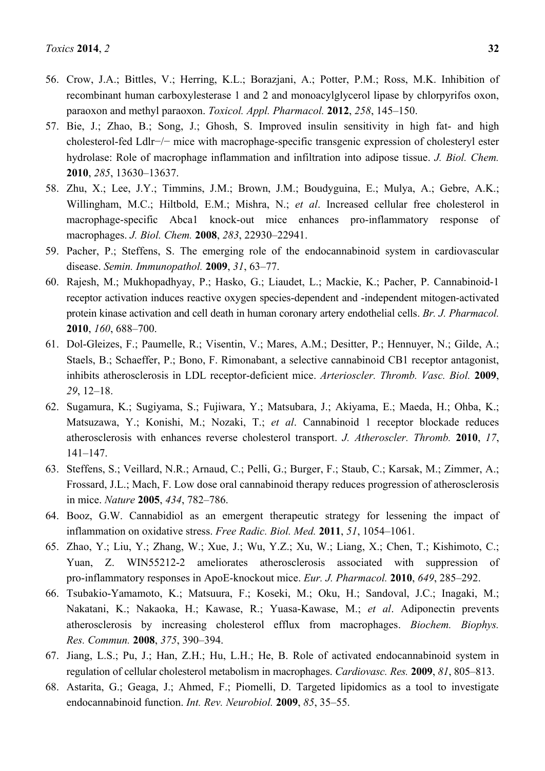56. Crow, J.A.; Bittles, V.; Herring, K.L.; Borazjani, A.; Potter, P.M.; Ross, M.K. Inhibition of recombinant human carboxylesterase 1 and 2 and monoacylglycerol lipase by chlorpyrifos oxon, paraoxon and methyl paraoxon. *Toxicol. Appl. Pharmacol.* **2012**, *258*, 145–150.
57. Bie, J.; Zhao, B.; Song, J.; Ghosh, S. Improved insulin sensitivity in high fat- and high cholesterol-fed Ldlr−/− mice with macrophage-specific transgenic expression of cholesteryl ester hydrolase: Role of macrophage inflammation and infiltration into adipose tissue. *J. Biol. Chem.* **2010**, *285*, 13630–13637.
58. Zhu, X.; Lee, J.Y.; Timmins, J.M.; Brown, J.M.; Boudyguina, E.; Mulya, A.; Gebre, A.K.; Willingham, M.C.; Hiltbold, E.M.; Mishra, N.; *et al*. Increased cellular free cholesterol in macrophage-specific Abca1 knock-out mice enhances pro-inflammatory response of macrophages. *J. Biol. Chem.* **2008**, *283*, 22930–22941.
59. Pacher, P.; Steffens, S. The emerging role of the endocannabinoid system in cardiovascular disease. *Semin. Immunopathol.* **2009**, *31*, 63–77.
60. Rajesh, M.; Mukhopadhyay, P.; Hasko, G.; Liaudet, L.; Mackie, K.; Pacher, P. Cannabinoid-1 receptor activation induces reactive oxygen species-dependent and -independent mitogen-activated protein kinase activation and cell death in human coronary artery endothelial cells. *Br. J. Pharmacol.* **2010**, *160*, 688–700.
61. Dol-Gleizes, F.; Paumelle, R.; Visentin, V.; Mares, A.M.; Desitter, P.; Hennuyer, N.; Gilde, A.; Staels, B.; Schaeffer, P.; Bono, F. Rimonabant, a selective cannabinoid CB1 receptor antagonist, inhibits atherosclerosis in LDL receptor-deficient mice. *Arterioscler. Thromb. Vasc. Biol.* **2009**, *29*, 12–18.
62. Sugamura, K.; Sugiyama, S.; Fujiwara, Y.; Matsubara, J.; Akiyama, E.; Maeda, H.; Ohba, K.; Matsuzawa, Y.; Konishi, M.; Nozaki, T.; *et al*. Cannabinoid 1 receptor blockade reduces atherosclerosis with enhances reverse cholesterol transport. *J. Atheroscler. Thromb.* **2010**, *17*, 141–147.
63. Steffens, S.; Veillard, N.R.; Arnaud, C.; Pelli, G.; Burger, F.; Staub, C.; Karsak, M.; Zimmer, A.; Frossard, J.L.; Mach, F. Low dose oral cannabinoid therapy reduces progression of atherosclerosis in mice. *Nature* **2005**, *434*, 782–786.
64. Booz, G.W. Cannabidiol as an emergent therapeutic strategy for lessening the impact of inflammation on oxidative stress. *Free Radic. Biol. Med.* **2011**, *51*, 1054–1061.
65. Zhao, Y.; Liu, Y.; Zhang, W.; Xue, J.; Wu, Y.Z.; Xu, W.; Liang, X.; Chen, T.; Kishimoto, C.; Yuan, Z. WIN55212-2 ameliorates atherosclerosis associated with suppression of pro-inflammatory responses in ApoE-knockout mice. *Eur. J. Pharmacol.* **2010**, *649*, 285–292.
66. Tsubakio-Yamamoto, K.; Matsuura, F.; Koseki, M.; Oku, H.; Sandoval, J.C.; Inagaki, M.; Nakatani, K.; Nakaoka, H.; Kawase, R.; Yuasa-Kawase, M.; *et al*. Adiponectin prevents atherosclerosis by increasing cholesterol efflux from macrophages. *Biochem. Biophys. Res. Commun.* **2008**, *375*, 390–394.
67. Jiang, L.S.; Pu, J.; Han, Z.H.; Hu, L.H.; He, B. Role of activated endocannabinoid system in regulation of cellular cholesterol metabolism in macrophages. *Cardiovasc. Res.* **2009**, *81*, 805–813.
68. Astarita, G.; Geaga, J.; Ahmed, F.; Piomelli, D. Targeted lipidomics as a tool to investigate endocannabinoid function. *Int. Rev. Neurobiol.* **2009**, *85*, 35–55.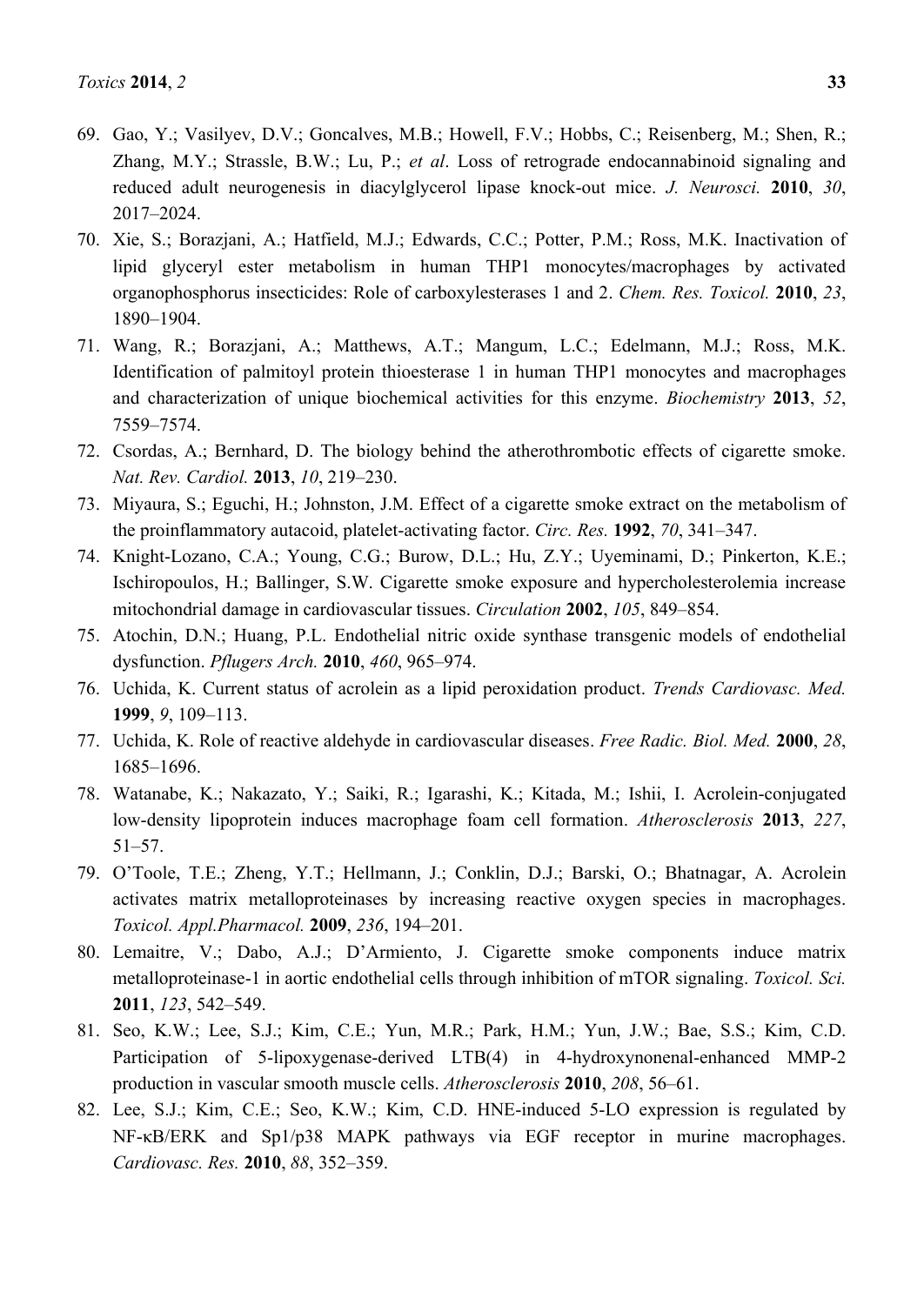69. Gao, Y.; Vasilyev, D.V.; Goncalves, M.B.; Howell, F.V.; Hobbs, C.; Reisenberg, M.; Shen, R.; Zhang, M.Y.; Strassle, B.W.; Lu, P.; *et al*. Loss of retrograde endocannabinoid signaling and reduced adult neurogenesis in diacylglycerol lipase knock-out mice. *J. Neurosci.* **2010**, *30*, 2017–2024.
70. Xie, S.; Borazjani, A.; Hatfield, M.J.; Edwards, C.C.; Potter, P.M.; Ross, M.K. Inactivation of lipid glyceryl ester metabolism in human THP1 monocytes/macrophages by activated organophosphorus insecticides: Role of carboxylesterases 1 and 2. *Chem. Res. Toxicol.* **2010**, *23*, 1890–1904.
71. Wang, R.; Borazjani, A.; Matthews, A.T.; Mangum, L.C.; Edelmann, M.J.; Ross, M.K. Identification of palmitoyl protein thioesterase 1 in human THP1 monocytes and macrophages and characterization of unique biochemical activities for this enzyme. *Biochemistry* **2013**, *52*, 7559–7574.
72. Csordas, A.; Bernhard, D. The biology behind the atherothrombotic effects of cigarette smoke. *Nat. Rev. Cardiol.* **2013**, *10*, 219–230.
73. Miyaura, S.; Eguchi, H.; Johnston, J.M. Effect of a cigarette smoke extract on the metabolism of the proinflammatory autacoid, platelet-activating factor. *Circ. Res.* **1992**, *70*, 341–347.
74. Knight-Lozano, C.A.; Young, C.G.; Burow, D.L.; Hu, Z.Y.; Uyeminami, D.; Pinkerton, K.E.; Ischiropoulos, H.; Ballinger, S.W. Cigarette smoke exposure and hypercholesterolemia increase mitochondrial damage in cardiovascular tissues. *Circulation* **2002**, *105*, 849–854.
75. Atochin, D.N.; Huang, P.L. Endothelial nitric oxide synthase transgenic models of endothelial dysfunction. *Pflugers Arch.* **2010**, *460*, 965–974.
76. Uchida, K. Current status of acrolein as a lipid peroxidation product. *Trends Cardiovasc. Med.* **1999**, *9*, 109–113.
77. Uchida, K. Role of reactive aldehyde in cardiovascular diseases. *Free Radic. Biol. Med.* **2000**, *28*, 1685–1696.
78. Watanabe, K.; Nakazato, Y.; Saiki, R.; Igarashi, K.; Kitada, M.; Ishii, I. Acrolein-conjugated low-density lipoprotein induces macrophage foam cell formation. *Atherosclerosis* **2013**, *227*, 51–57.
79. O'Toole, T.E.; Zheng, Y.T.; Hellmann, J.; Conklin, D.J.; Barski, O.; Bhatnagar, A. Acrolein activates matrix metalloproteinases by increasing reactive oxygen species in macrophages. *Toxicol. Appl.Pharmacol.* **2009**, *236*, 194–201.
80. Lemaitre, V.; Dabo, A.J.; D'Armiento, J. Cigarette smoke components induce matrix metalloproteinase-1 in aortic endothelial cells through inhibition of mTOR signaling. *Toxicol. Sci.* **2011**, *123*, 542–549.
81. Seo, K.W.; Lee, S.J.; Kim, C.E.; Yun, M.R.; Park, H.M.; Yun, J.W.; Bae, S.S.; Kim, C.D. Participation of 5-lipoxygenase-derived LTB(4) in 4-hydroxynonenal-enhanced MMP-2 production in vascular smooth muscle cells. *Atherosclerosis* **2010**, *208*, 56–61.
82. Lee, S.J.; Kim, C.E.; Seo, K.W.; Kim, C.D. HNE-induced 5-LO expression is regulated by NF-κB/ERK and Sp1/p38 MAPK pathways via EGF receptor in murine macrophages. *Cardiovasc. Res.* **2010**, *88*, 352–359.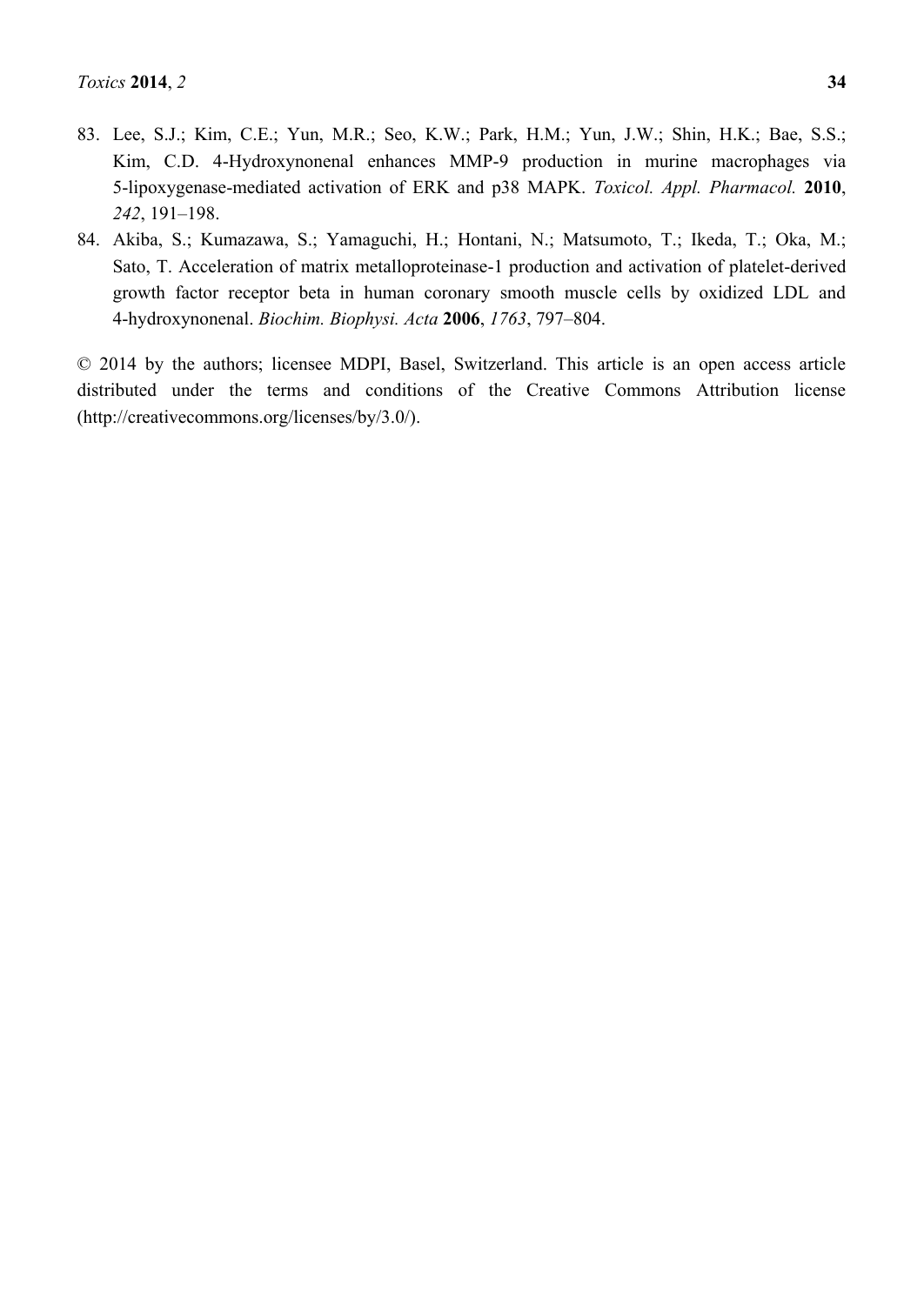83. Lee, S.J.; Kim, C.E.; Yun, M.R.; Seo, K.W.; Park, H.M.; Yun, J.W.; Shin, H.K.; Bae, S.S.; Kim, C.D. 4-Hydroxynonenal enhances MMP-9 production in murine macrophages via 5-lipoxygenase-mediated activation of ERK and p38 MAPK. *Toxicol. Appl. Pharmacol.* **2010**, *242*, 191–198.
84. Akiba, S.; Kumazawa, S.; Yamaguchi, H.; Hontani, N.; Matsumoto, T.; Ikeda, T.; Oka, M.; Sato, T. Acceleration of matrix metalloproteinase-1 production and activation of platelet-derived growth factor receptor beta in human coronary smooth muscle cells by oxidized LDL and 4-hydroxynonenal. *Biochim. Biophysi. Acta* **2006**, *1763*, 797–804.

© 2014 by the authors; licensee MDPI, Basel, Switzerland. This article is an open access article distributed under the terms and conditions of the Creative Commons Attribution license (http://creativecommons.org/licenses/by/3.0/).